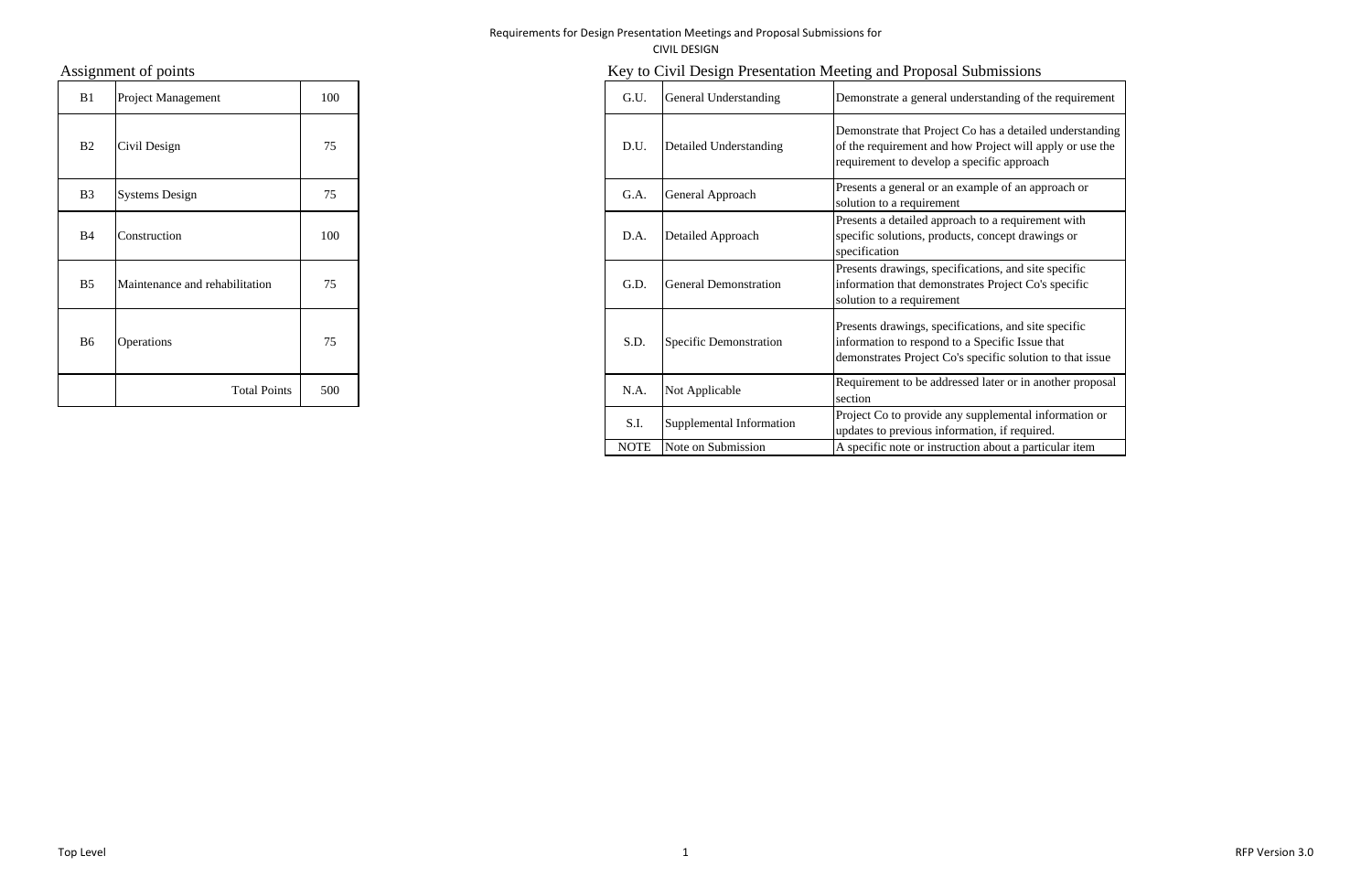Requirements for Design Presentation Meetings and Proposal Submissions for

CIVIL DESIGN

## Assignment of points

| | | |
|---|---|---|
| B1 | Project Management | 100 |
| B2 | Civil Design | 75 |
| B3 | Systems Design | 75 |
| B4 | Construction | 100 |
| B5 | Maintenance and rehabilitation | 75 |
| B6 | Operations | 75 |
| | Total Points | 500 |

## Key to Civil Design Presentation Meeting and Proposal Submissions

| | | |
|---|---|---|
| G.U. | General Understanding | Demonstrate a general understanding of the requirement |
| D.U. | Detailed Understanding | Demonstrate that Project Co has a detailed understanding of the requirement and how Project will apply or use the requirement to develop a specific approach |
| G.A. | General Approach | Presents a general or an example of an approach or solution to a requirement |
| D.A. | Detailed Approach | Presents a detailed approach to a requirement with specific solutions, products, concept drawings or specification |
| G.D. | General Demonstration | Presents drawings, specifications, and site specific information that demonstrates Project Co's specific solution to a requirement |
| S.D. | Specific Demonstration | Presents drawings, specifications, and site specific information to respond to a Specific Issue that demonstrates Project Co's specific solution to that issue |
| N.A. | Not Applicable | Requirement to be addressed later or in another proposal section |
| S.I. | Supplemental Information | Project Co to provide any supplemental information or updates to previous information, if required. |
| NOTE | Note on Submission | A specific note or instruction about a particular item |

Top Level

RFP Version 3.0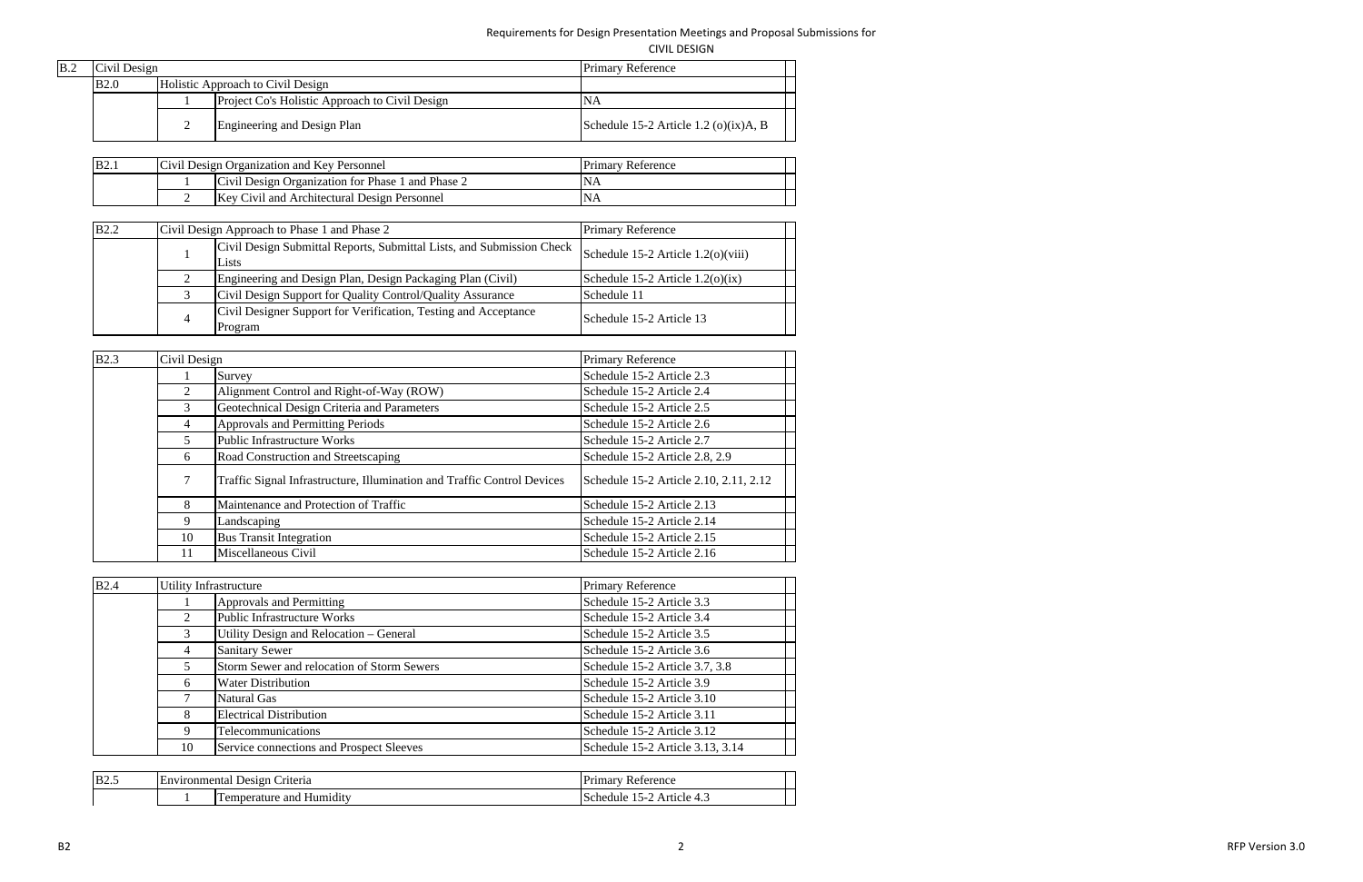Requirements for Design Presentation Meetings and Proposal Submissions for

CIVIL DESIGN

| B.2 | Civil Design | | Primary Reference |
|---|---|---|---|
| B2.0 | Holistic Approach to Civil Design | | |
| | 1 | Project Co's Holistic Approach to Civil Design | NA |
| | 2 | Engineering and Design Plan | Schedule 15-2 Article 1.2 (o)(ix)A, B |

| B2.1 | Civil Design Organization and Key Personnel | | Primary Reference |
|---|---|---|---|
| | 1 | Civil Design Organization for Phase 1 and Phase 2 | NA |
| | 2 | Key Civil and Architectural Design Personnel | NA |

| B2.2 | Civil Design Approach to Phase 1 and Phase 2 | | Primary Reference |
|---|---|---|---|
| | 1 | Civil Design Submittal Reports, Submittal Lists, and Submission Check Lists | Schedule 15-2 Article 1.2(o)(viii) |
| | 2 | Engineering and Design Plan, Design Packaging Plan (Civil) | Schedule 15-2 Article 1.2(o)(ix) |
| | 3 | Civil Design Support for Quality Control/Quality Assurance | Schedule 11 |
| | 4 | Civil Designer Support for Verification, Testing and Acceptance Program | Schedule 15-2 Article 13 |

| B2.3 | Civil Design | | Primary Reference |
|---|---|---|---|
| | 1 | Survey | Schedule 15-2 Article 2.3 |
| | 2 | Alignment Control and Right-of-Way (ROW) | Schedule 15-2 Article 2.4 |
| | 3 | Geotechnical Design Criteria and Parameters | Schedule 15-2 Article 2.5 |
| | 4 | Approvals and Permitting Periods | Schedule 15-2 Article 2.6 |
| | 5 | Public Infrastructure Works | Schedule 15-2 Article 2.7 |
| | 6 | Road Construction and Streetscaping | Schedule 15-2 Article 2.8, 2.9 |
| | 7 | Traffic Signal Infrastructure, Illumination and Traffic Control Devices | Schedule 15-2 Article 2.10, 2.11, 2.12 |
| | 8 | Maintenance and Protection of Traffic | Schedule 15-2 Article 2.13 |
| | 9 | Landscaping | Schedule 15-2 Article 2.14 |
| | 10 | Bus Transit Integration | Schedule 15-2 Article 2.15 |
| | 11 | Miscellaneous Civil | Schedule 15-2 Article 2.16 |

| B2.4 | Utility Infrastructure | | Primary Reference |
|---|---|---|---|
| | 1 | Approvals and Permitting | Schedule 15-2 Article 3.3 |
| | 2 | Public Infrastructure Works | Schedule 15-2 Article 3.4 |
| | 3 | Utility Design and Relocation – General | Schedule 15-2 Article 3.5 |
| | 4 | Sanitary Sewer | Schedule 15-2 Article 3.6 |
| | 5 | Storm Sewer and relocation of Storm Sewers | Schedule 15-2 Article 3.7, 3.8 |
| | 6 | Water Distribution | Schedule 15-2 Article 3.9 |
| | 7 | Natural Gas | Schedule 15-2 Article 3.10 |
| | 8 | Electrical Distribution | Schedule 15-2 Article 3.11 |
| | 9 | Telecommunications | Schedule 15-2 Article 3.12 |
| | 10 | Service connections and Prospect Sleeves | Schedule 15-2 Article 3.13, 3.14 |

| B2.5 | Environmental Design Criteria | | Primary Reference |
|---|---|---|---|
| | 1 | Temperature and Humidity | Schedule 15-2 Article 4.3 |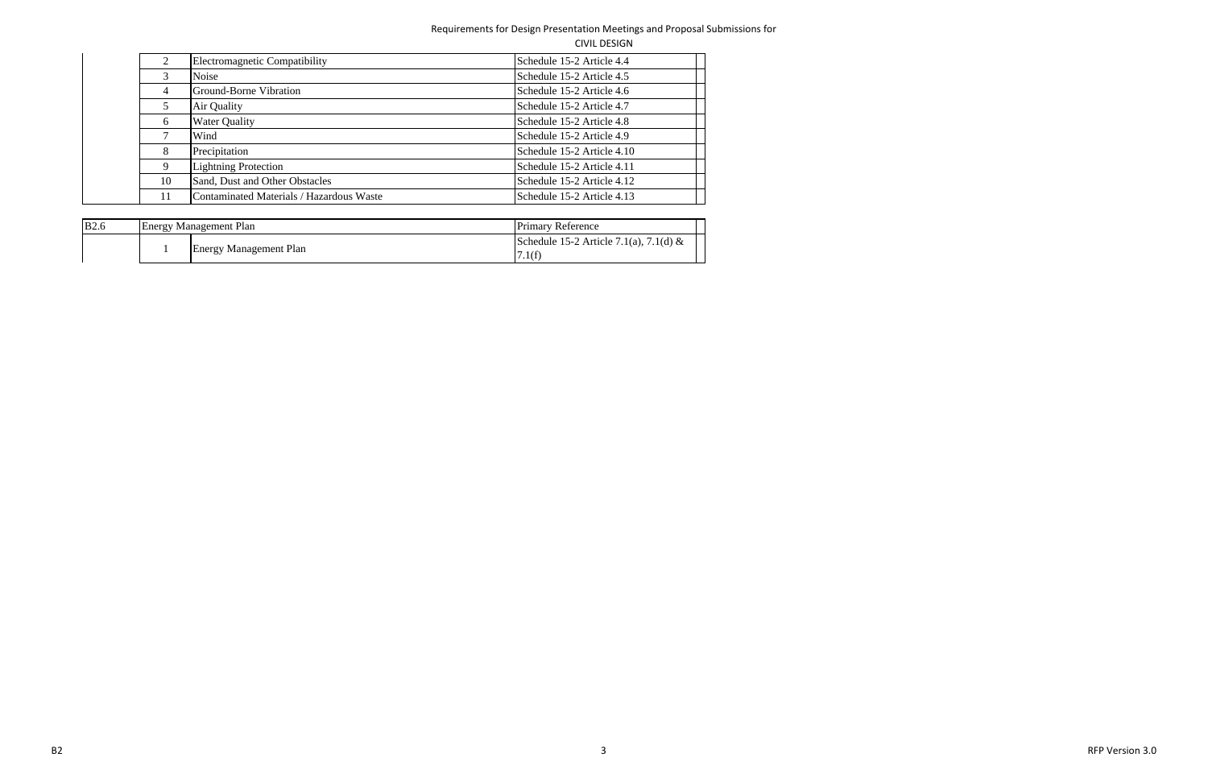| | | | | |
|---|---|---|---|---|
| | 2 | Electromagnetic Compatibility | Schedule 15-2 Article 4.4 | |
| | 3 | Noise | Schedule 15-2 Article 4.5 | |
| | 4 | Ground-Borne Vibration | Schedule 15-2 Article 4.6 | |
| | 5 | Air Quality | Schedule 15-2 Article 4.7 | |
| | 6 | Water Quality | Schedule 15-2 Article 4.8 | |
| | 7 | Wind | Schedule 15-2 Article 4.9 | |
| | 8 | Precipitation | Schedule 15-2 Article 4.10 | |
| | 9 | Lightning Protection | Schedule 15-2 Article 4.11 | |
| | 10 | Sand, Dust and Other Obstacles | Schedule 15-2 Article 4.12 | |
| | 11 | Contaminated Materials / Hazardous Waste | Schedule 15-2 Article 4.13 | |

| B2.6 | Energy Management Plan | | Primary Reference | |
|---|---|---|---|---|
| | 1 | Energy Management Plan | Schedule 15-2 Article 7.1(a), 7.1(d) & 7.1(f) | |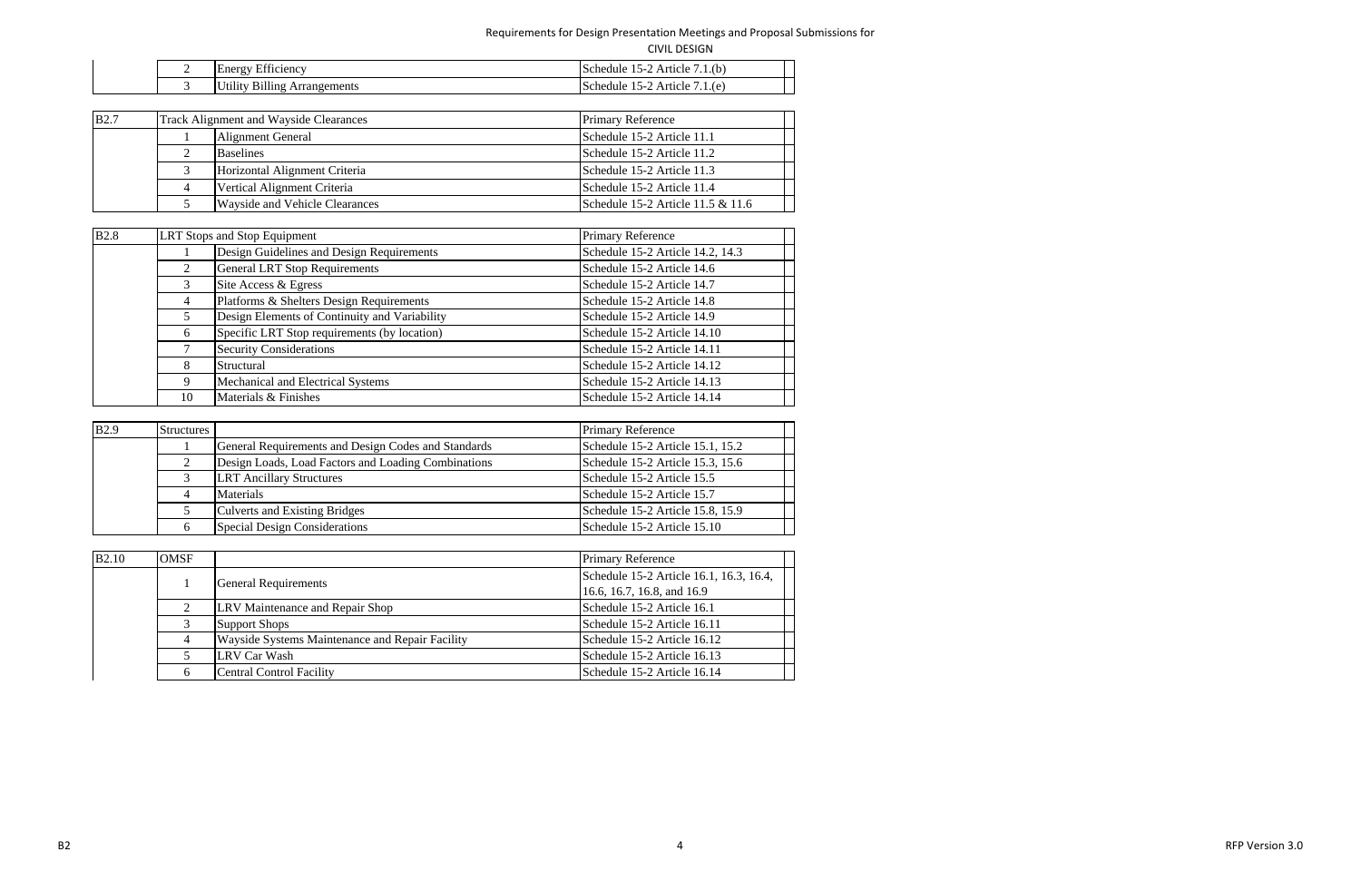| | | | | |
|---|---|---|---|---|
| | 2 | Energy Efficiency | Schedule 15-2 Article 7.1.(b) | |
| | 3 | Utility Billing Arrangements | Schedule 15-2 Article 7.1.(e) | |

| B2.7 | Track Alignment and Wayside Clearances | | Primary Reference | |
|---|---|---|---|---|
| | 1 | Alignment General | Schedule 15-2 Article 11.1 | |
| | 2 | Baselines | Schedule 15-2 Article 11.2 | |
| | 3 | Horizontal Alignment Criteria | Schedule 15-2 Article 11.3 | |
| | 4 | Vertical Alignment Criteria | Schedule 15-2 Article 11.4 | |
| | 5 | Wayside and Vehicle Clearances | Schedule 15-2 Article 11.5 & 11.6 | |

| B2.8 | LRT Stops and Stop Equipment | | Primary Reference | |
|---|---|---|---|---|
| | 1 | Design Guidelines and Design Requirements | Schedule 15-2 Article 14.2, 14.3 | |
| | 2 | General LRT Stop Requirements | Schedule 15-2 Article 14.6 | |
| | 3 | Site Access & Egress | Schedule 15-2 Article 14.7 | |
| | 4 | Platforms & Shelters Design Requirements | Schedule 15-2 Article 14.8 | |
| | 5 | Design Elements of Continuity and Variability | Schedule 15-2 Article 14.9 | |
| | 6 | Specific LRT Stop requirements (by location) | Schedule 15-2 Article 14.10 | |
| | 7 | Security Considerations | Schedule 15-2 Article 14.11 | |
| | 8 | Structural | Schedule 15-2 Article 14.12 | |
| | 9 | Mechanical and Electrical Systems | Schedule 15-2 Article 14.13 | |
| | 10 | Materials & Finishes | Schedule 15-2 Article 14.14 | |

| B2.9 | Structures | | Primary Reference | |
|---|---|---|---|---|
| | 1 | General Requirements and Design Codes and Standards | Schedule 15-2 Article 15.1, 15.2 | |
| | 2 | Design Loads, Load Factors and Loading Combinations | Schedule 15-2 Article 15.3, 15.6 | |
| | 3 | LRT Ancillary Structures | Schedule 15-2 Article 15.5 | |
| | 4 | Materials | Schedule 15-2 Article 15.7 | |
| | 5 | Culverts and Existing Bridges | Schedule 15-2 Article 15.8, 15.9 | |
| | 6 | Special Design Considerations | Schedule 15-2 Article 15.10 | |

| B2.10 | OMSF | | Primary Reference | |
|---|---|---|---|---|
| | 1 | General Requirements | Schedule 15-2 Article 16.1, 16.3, 16.4, 16.6, 16.7, 16.8, and 16.9 | |
| | 2 | LRV Maintenance and Repair Shop | Schedule 15-2 Article 16.1 | |
| | 3 | Support Shops | Schedule 15-2 Article 16.11 | |
| | 4 | Wayside Systems Maintenance and Repair Facility | Schedule 15-2 Article 16.12 | |
| | 5 | LRV Car Wash | Schedule 15-2 Article 16.13 | |
| | 6 | Central Control Facility | Schedule 15-2 Article 16.14 | |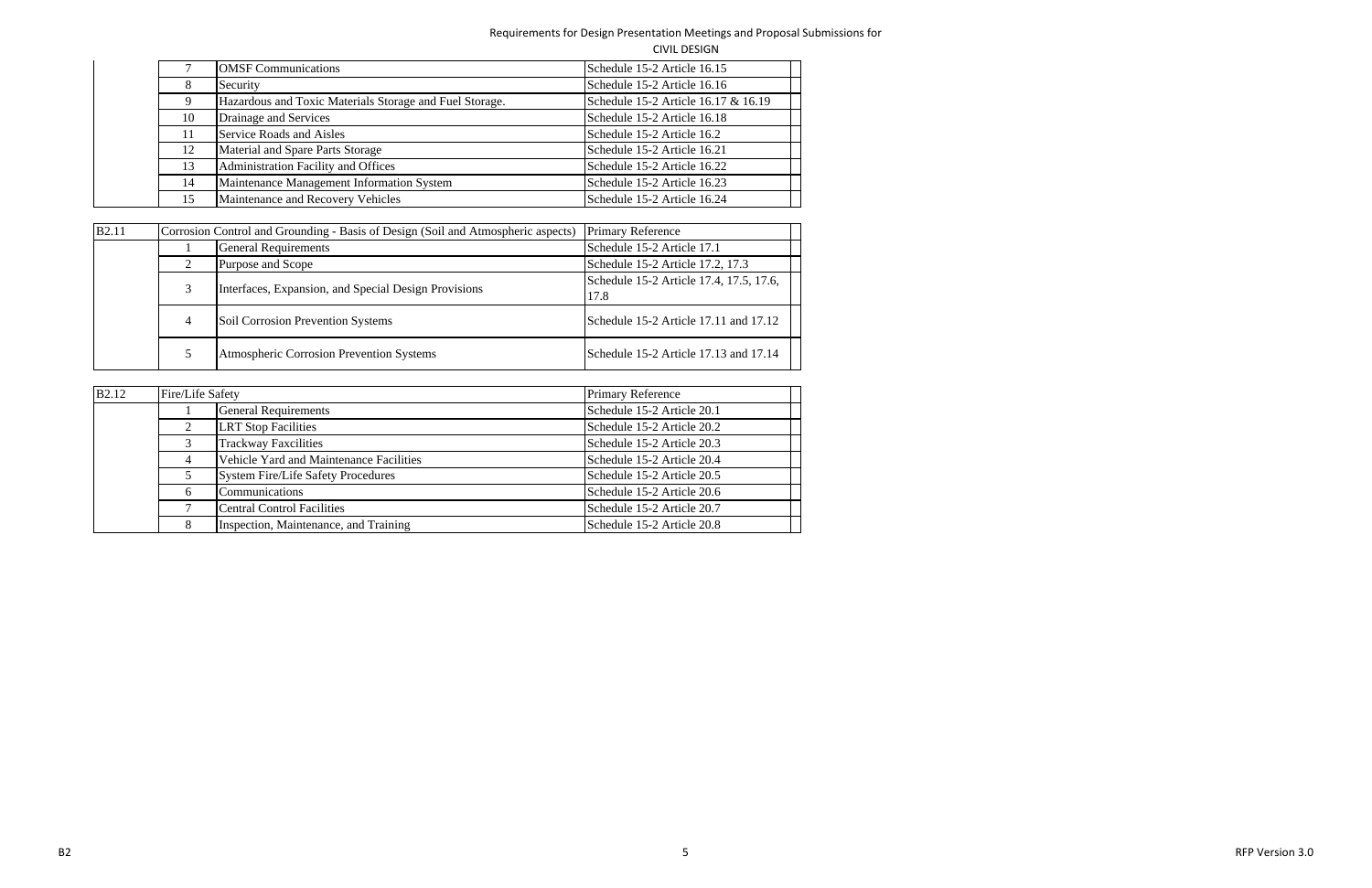| | | | | |
|---|---|---|---|---|
| | 7 | OMSF Communications | Schedule 15-2 Article 16.15 | |
| | 8 | Security | Schedule 15-2 Article 16.16 | |
| | 9 | Hazardous and Toxic Materials Storage and Fuel Storage. | Schedule 15-2 Article 16.17 & 16.19 | |
| | 10 | Drainage and Services | Schedule 15-2 Article 16.18 | |
| | 11 | Service Roads and Aisles | Schedule 15-2 Article 16.2 | |
| | 12 | Material and Spare Parts Storage | Schedule 15-2 Article 16.21 | |
| | 13 | Administration Facility and Offices | Schedule 15-2 Article 16.22 | |
| | 14 | Maintenance Management Information System | Schedule 15-2 Article 16.23 | |
| | 15 | Maintenance and Recovery Vehicles | Schedule 15-2 Article 16.24 | |

| B2.11 | Corrosion Control and Grounding - Basis of Design (Soil and Atmospheric aspects) | | Primary Reference | |
|---|---|---|---|---|
| | 1 | General Requirements | Schedule 15-2 Article 17.1 | |
| | 2 | Purpose and Scope | Schedule 15-2 Article 17.2, 17.3 | |
| | 3 | Interfaces, Expansion, and Special Design Provisions | Schedule 15-2 Article 17.4, 17.5, 17.6, 17.8 | |
| | 4 | Soil Corrosion Prevention Systems | Schedule 15-2 Article 17.11 and 17.12 | |
| | 5 | Atmospheric Corrosion Prevention Systems | Schedule 15-2 Article 17.13 and 17.14 | |

| B2.12 | Fire/Life Safety | | Primary Reference | |
|---|---|---|---|---|
| | 1 | General Requirements | Schedule 15-2 Article 20.1 | |
| | 2 | LRT Stop Facilities | Schedule 15-2 Article 20.2 | |
| | 3 | Trackway Faxcilities | Schedule 15-2 Article 20.3 | |
| | 4 | Vehicle Yard and Maintenance Facilities | Schedule 15-2 Article 20.4 | |
| | 5 | System Fire/Life Safety Procedures | Schedule 15-2 Article 20.5 | |
| | 6 | Communications | Schedule 15-2 Article 20.6 | |
| | 7 | Central Control Facilities | Schedule 15-2 Article 20.7 | |
| | 8 | Inspection, Maintenance, and Training | Schedule 15-2 Article 20.8 | |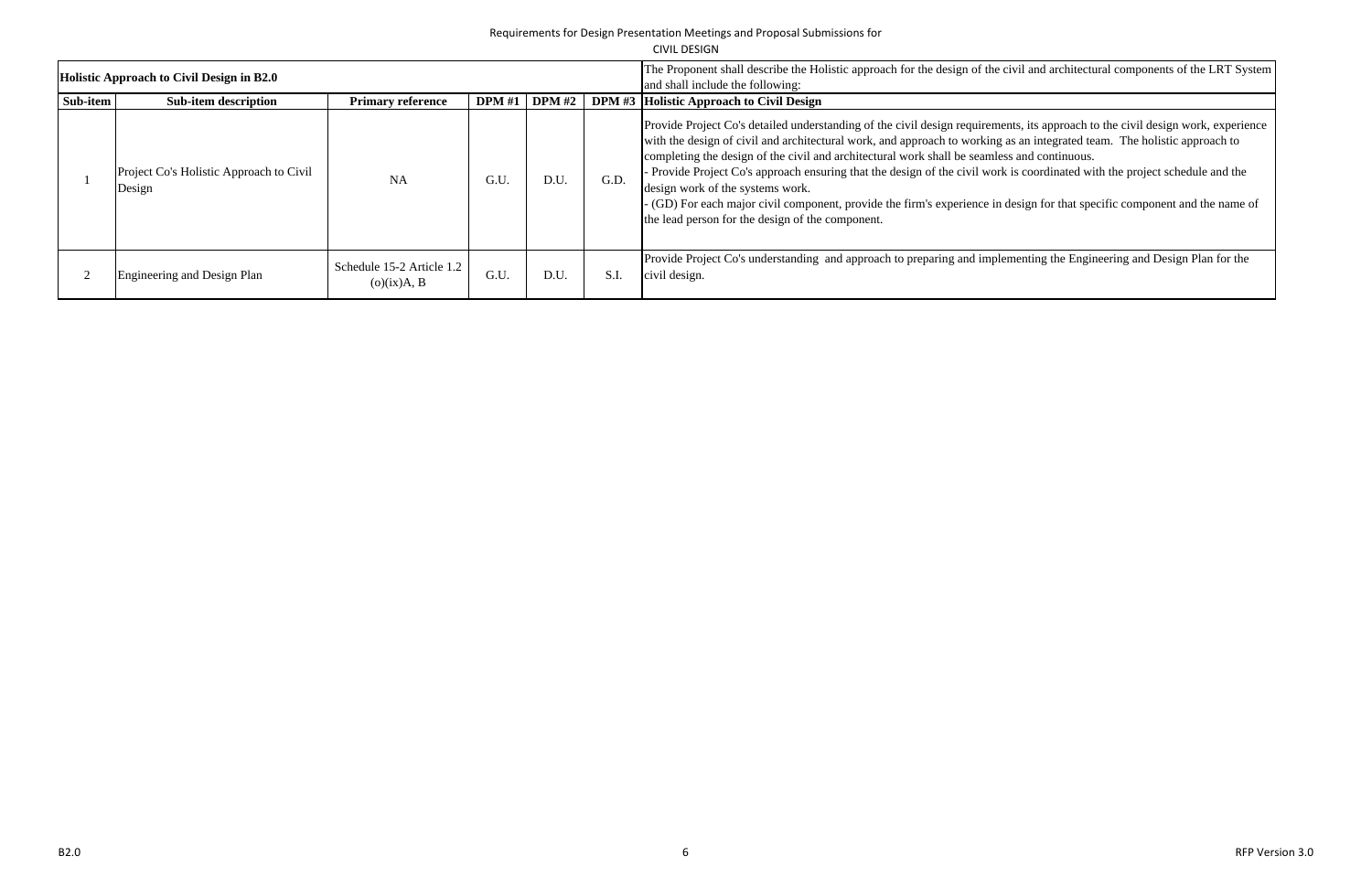Requirements for Design Presentation Meetings and Proposal Submissions for
CIVIL DESIGN

| **Holistic Approach to Civil Design in B2.0** | | | | | | The Proponent shall describe the Holistic approach for the design of the civil and architectural components of the LRT System and shall include the following: |
|---|---|---|---|---|---|---|
| **Sub-item** | **Sub-item description** | **Primary reference** | **DPM #1** | **DPM #2** | **DPM #3** | **Holistic Approach to Civil Design** |
| 1 | Project Co's Holistic Approach to Civil Design | NA | G.U. | D.U. | G.D. | Provide Project Co's detailed understanding of the civil design requirements, its approach to the civil design work, experience with the design of civil and architectural work, and approach to working as an integrated team. The holistic approach to completing the design of the civil and architectural work shall be seamless and continuous.<br>- Provide Project Co's approach ensuring that the design of the civil work is coordinated with the project schedule and the design work of the systems work.<br>- (GD) For each major civil component, provide the firm's experience in design for that specific component and the name of the lead person for the design of the component. |
| 2 | Engineering and Design Plan | Schedule 15-2 Article 1.2 (o)(ix)A, B | G.U. | D.U. | S.I. | Provide Project Co's understanding and approach to preparing and implementing the Engineering and Design Plan for the civil design. |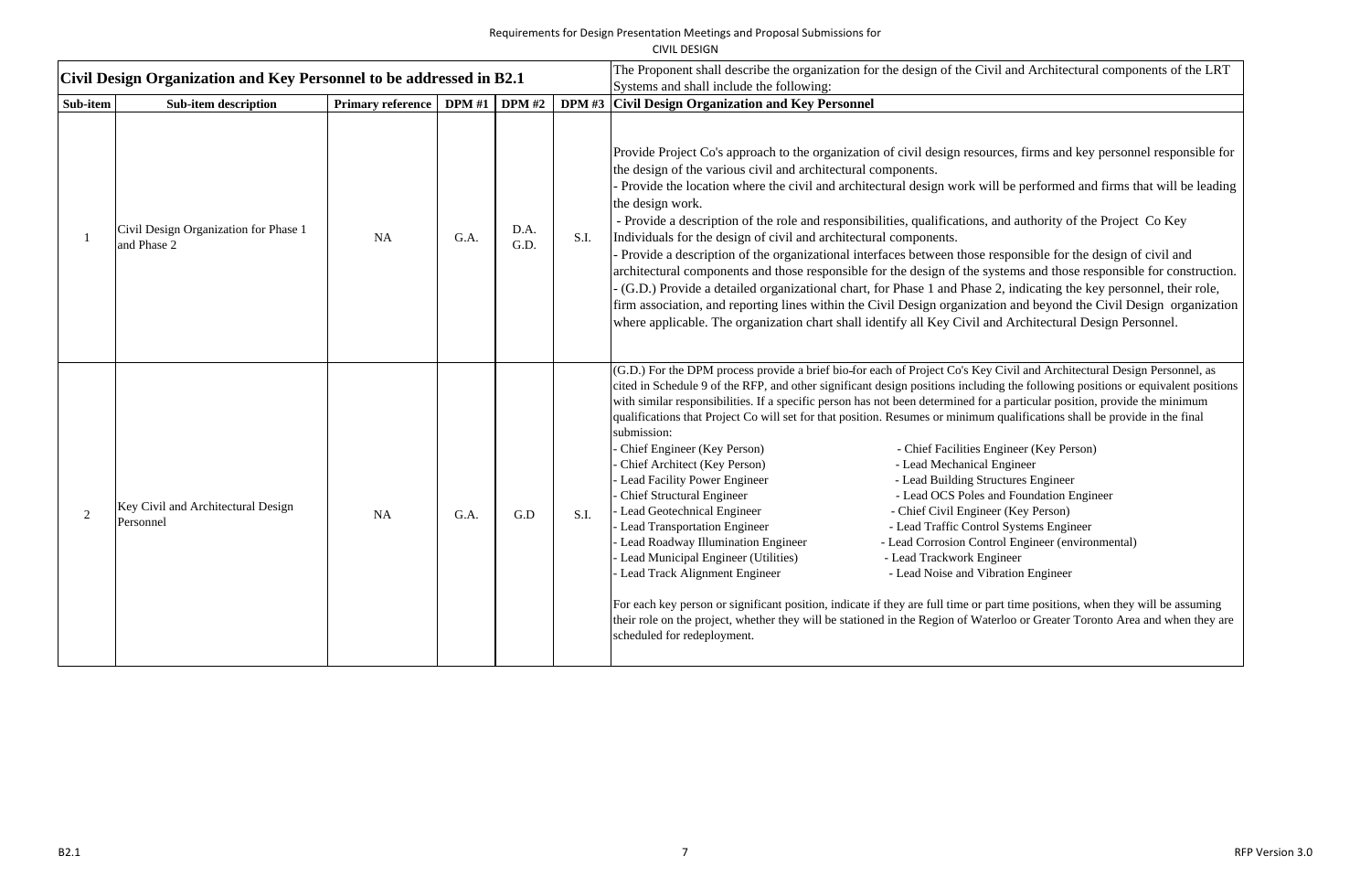Requirements for Design Presentation Meetings and Proposal Submissions for

CIVIL DESIGN

| Civil Design Organization and Key Personnel to be addressed in B2.1 | | | | | | The Proponent shall describe the organization for the design of the Civil and Architectural components of the LRT Systems and shall include the following: |
|---|---|---|---|---|---|---|
| **Sub-item** | **Sub-item description** | **Primary reference** | **DPM #1** | **DPM #2** | **DPM #3** | **Civil Design Organization and Key Personnel** |
| 1 | Civil Design Organization for Phase 1 and Phase 2 | NA | G.A. | D.A. G.D. | S.I. | Provide Project Co's approach to the organization of civil design resources, firms and key personnel responsible for the design of the various civil and architectural components.<br>- Provide the location where the civil and architectural design work will be performed and firms that will be leading the design work.<br>- Provide a description of the role and responsibilities, qualifications, and authority of the Project Co Key Individuals for the design of civil and architectural components.<br>- Provide a description of the organizational interfaces between those responsible for the design of civil and architectural components and those responsible for the design of the systems and those responsible for construction.<br>- (G.D.) Provide a detailed organizational chart, for Phase 1 and Phase 2, indicating the key personnel, their role, firm association, and reporting lines within the Civil Design organization and beyond the Civil Design organization where applicable. The organization chart shall identify all Key Civil and Architectural Design Personnel. |
| 2 | Key Civil and Architectural Design Personnel | NA | G.A. | G.D | S.I. | (G.D.) For the DPM process provide a brief bio-for each of Project Co's Key Civil and Architectural Design Personnel, as cited in Schedule 9 of the RFP, and other significant design positions including the following positions or equivalent positions with similar responsibilities. If a specific person has not been determined for a particular position, provide the minimum qualifications that Project Co will set for that position. Resumes or minimum qualifications shall be provide in the final submission:<br>- Chief Engineer (Key Person)<br>- Chief Architect (Key Person)<br>- Lead Facility Power Engineer<br>- Chief Structural Engineer<br>- Lead Geotechnical Engineer<br>- Lead Transportation Engineer<br>- Lead Roadway Illumination Engineer<br>- Lead Municipal Engineer (Utilities)<br>- Lead Track Alignment Engineer<br>- Chief Facilities Engineer (Key Person)<br>- Lead Mechanical Engineer<br>- Lead Building Structures Engineer<br>- Lead OCS Poles and Foundation Engineer<br>- Chief Civil Engineer (Key Person)<br>- Lead Traffic Control Systems Engineer<br>- Lead Corrosion Control Engineer (environmental)<br>- Lead Trackwork Engineer<br>- Lead Noise and Vibration Engineer<br><br>For each key person or significant position, indicate if they are full time or part time positions, when they will be assuming their role on the project, whether they will be stationed in the Region of Waterloo or Greater Toronto Area and when they are scheduled for redeployment. |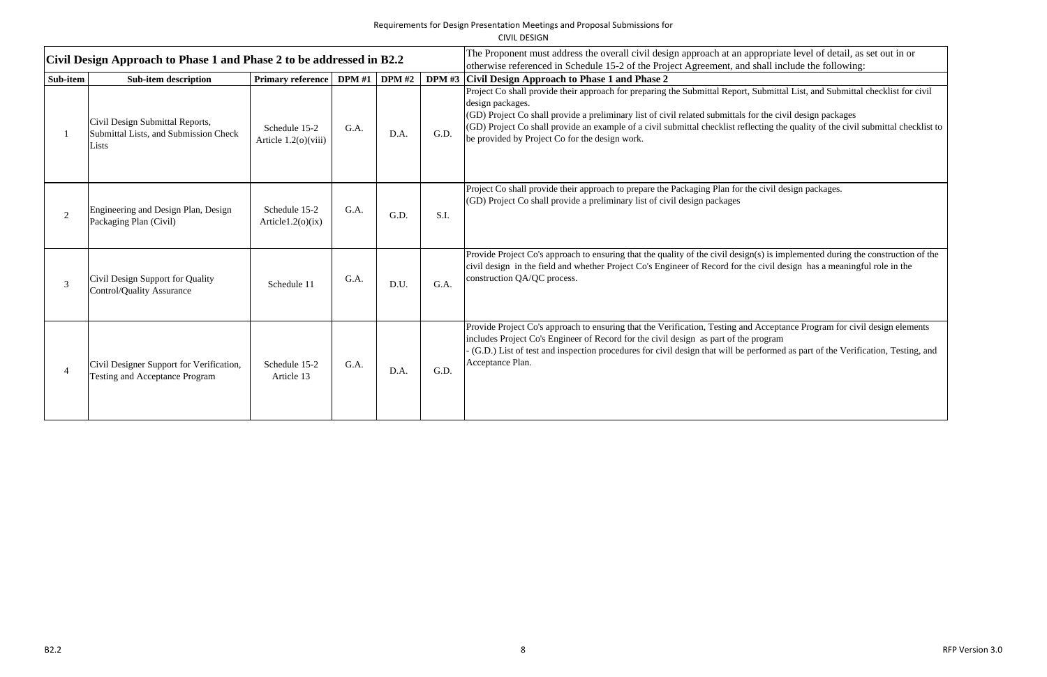Requirements for Design Presentation Meetings and Proposal Submissions for

CIVIL DESIGN

| Civil Design Approach to Phase 1 and Phase 2 to be addressed in B2.2 | | | | | | The Proponent must address the overall civil design approach at an appropriate level of detail, as set out in or otherwise referenced in Schedule 15-2 of the Project Agreement, and shall include the following: |
|---|---|---|---|---|---|---|
| **Sub-item** | **Sub-item description** | **Primary reference** | **DPM #1** | **DPM #2** | **DPM #3** | **Civil Design Approach to Phase 1 and Phase 2** |
| 1 | Civil Design Submittal Reports, Submittal Lists, and Submission Check Lists | Schedule 15-2 Article 1.2(o)(viii) | G.A. | D.A. | G.D. | Project Co shall provide their approach for preparing the Submittal Report, Submittal List, and Submittal checklist for civil design packages.<br>(GD) Project Co shall provide a preliminary list of civil related submittals for the civil design packages<br>(GD) Project Co shall provide an example of a civil submittal checklist reflecting the quality of the civil submittal checklist to be provided by Project Co for the design work. |
| 2 | Engineering and Design Plan, Design Packaging Plan (Civil) | Schedule 15-2 Article1.2(o)(ix) | G.A. | G.D. | S.I. | Project Co shall provide their approach to prepare the Packaging Plan for the civil design packages.<br>(GD) Project Co shall provide a preliminary list of civil design packages |
| 3 | Civil Design Support for Quality Control/Quality Assurance | Schedule 11 | G.A. | D.U. | G.A. | Provide Project Co's approach to ensuring that the quality of the civil design(s) is implemented during the construction of the civil design in the field and whether Project Co's Engineer of Record for the civil design has a meaningful role in the construction QA/QC process. |
| 4 | Civil Designer Support for Verification, Testing and Acceptance Program | Schedule 15-2 Article 13 | G.A. | D.A. | G.D. | Provide Project Co's approach to ensuring that the Verification, Testing and Acceptance Program for civil design elements includes Project Co's Engineer of Record for the civil design as part of the program<br>- (G.D.) List of test and inspection procedures for civil design that will be performed as part of the Verification, Testing, and Acceptance Plan. |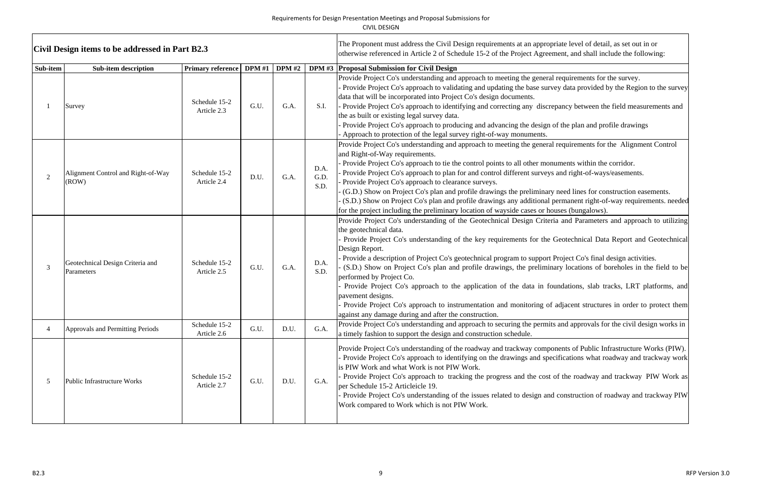Requirements for Design Presentation Meetings and Proposal Submissions for CIVIL DESIGN

| Civil Design items to be addressed in Part B2.3 | | | | | | The Proponent must address the Civil Design requirements at an appropriate level of detail, as set out in or otherwise referenced in Article 2 of Schedule 15-2 of the Project Agreement, and shall include the following: |
|---|---|---|---|---|---|---|
| **Sub-item** | **Sub-item description** | **Primary reference** | **DPM #1** | **DPM #2** | **DPM #3** | **Proposal Submission for Civil Design** |
| 1 | Survey | Schedule 15-2 Article 2.3 | G.U. | G.A. | S.I. | Provide Project Co's understanding and approach to meeting the general requirements for the survey.<br>- Provide Project Co's approach to validating and updating the base survey data provided by the Region to the survey data that will be incorporated into Project Co's design documents.<br>- Provide Project Co's approach to identifying and correcting any discrepancy between the field measurements and the as built or existing legal survey data.<br>- Provide Project Co's approach to producing and advancing the design of the plan and profile drawings<br>- Approach to protection of the legal survey right-of-way monuments. |
| 2 | Alignment Control and Right-of-Way (ROW) | Schedule 15-2 Article 2.4 | D.U. | G.A. | D.A.<br>G.D.<br>S.D. | Provide Project Co's understanding and approach to meeting the general requirements for the Alignment Control and Right-of-Way requirements.<br>- Provide Project Co's approach to tie the control points to all other monuments within the corridor.<br>- Provide Project Co's approach to plan for and control different surveys and right-of-ways/easements.<br>- Provide Project Co's approach to clearance surveys.<br>- (G.D.) Show on Project Co's plan and profile drawings the preliminary need lines for construction easements.<br>- (S.D.) Show on Project Co's plan and profile drawings any additional permanent right-of-way requirements. needed for the project including the preliminary location of wayside cases or houses (bungalows). |
| 3 | Geotechnical Design Criteria and Parameters | Schedule 15-2 Article 2.5 | G.U. | G.A. | D.A.<br>S.D. | Provide Project Co's understanding of the Geotechnical Design Criteria and Parameters and approach to utilizing the geotechnical data.<br>- Provide Project Co's understanding of the key requirements for the Geotechnical Data Report and Geotechnical Design Report.<br>- Provide a description of Project Co's geotechnical program to support Project Co's final design activities.<br>- (S.D.) Show on Project Co's plan and profile drawings, the preliminary locations of boreholes in the field to be performed by Project Co.<br>- Provide Project Co's approach to the application of the data in foundations, slab tracks, LRT platforms, and pavement designs.<br>- Provide Project Co's approach to instrumentation and monitoring of adjacent structures in order to protect them against any damage during and after the construction. |
| 4 | Approvals and Permitting Periods | Schedule 15-2 Article 2.6 | G.U. | D.U. | G.A. | Provide Project Co's understanding and approach to securing the permits and approvals for the civil design works in a timely fashion to support the design and construction schedule. |
| 5 | Public Infrastructure Works | Schedule 15-2 Article 2.7 | G.U. | D.U. | G.A. | Provide Project Co's understanding of the roadway and trackway components of Public Infrastructure Works (PIW).<br>- Provide Project Co's approach to identifying on the drawings and specifications what roadway and trackway work is PIW Work and what Work is not PIW Work.<br>- Provide Project Co's approach to tracking the progress and the cost of the roadway and trackway PIW Work as per Schedule 15-2 Articleicle 19.<br>- Provide Project Co's understanding of the issues related to design and construction of roadway and trackway PIW Work compared to Work which is not PIW Work. |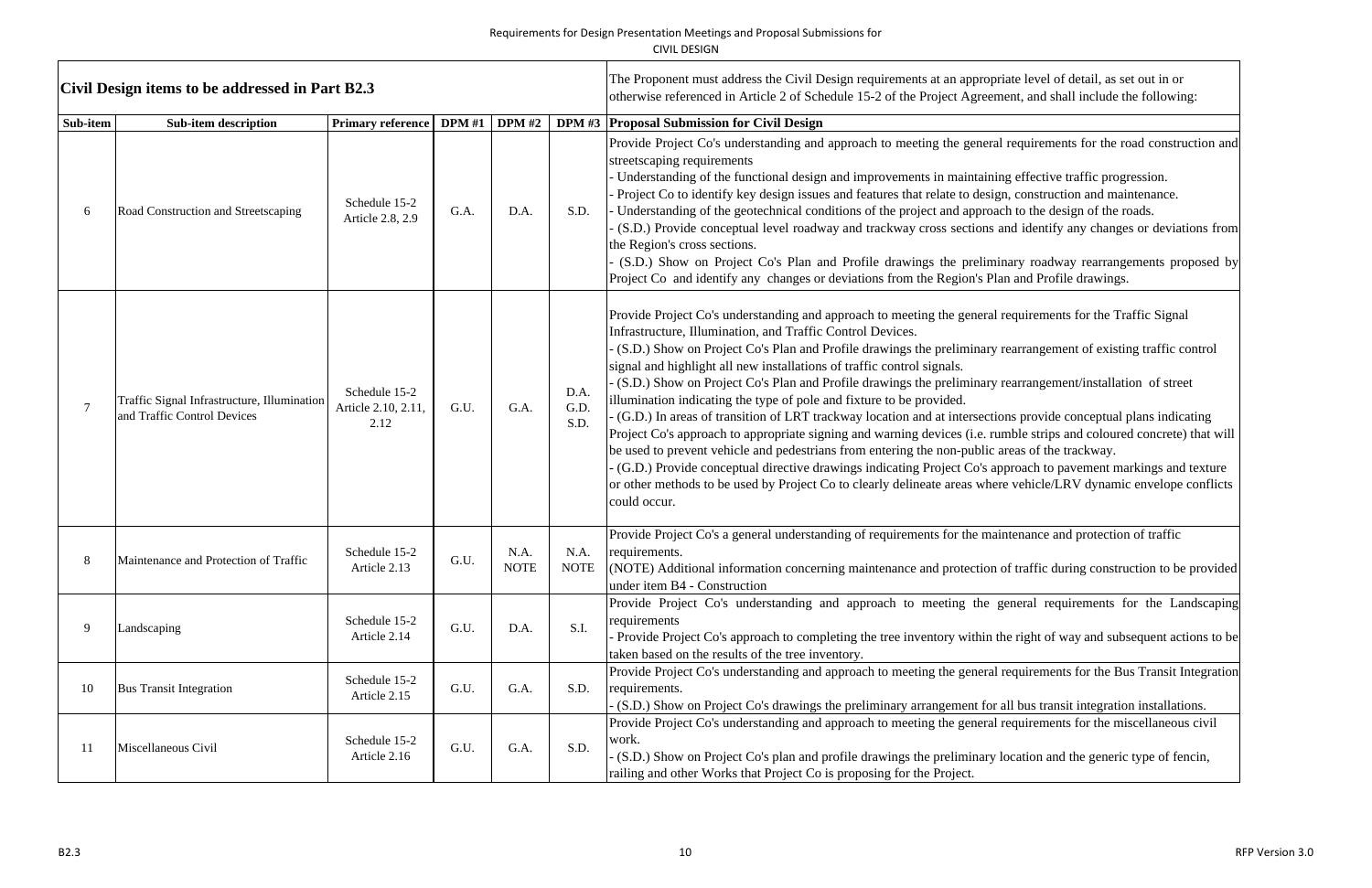Requirements for Design Presentation Meetings and Proposal Submissions for
CIVIL DESIGN

| Civil Design items to be addressed in Part B2.3 | | | | | | The Proponent must address the Civil Design requirements at an appropriate level of detail, as set out in or otherwise referenced in Article 2 of Schedule 15-2 of the Project Agreement, and shall include the following: |
|---|---|---|---|---|---|---|
| **Sub-item** | **Sub-item description** | **Primary reference** | **DPM #1** | **DPM #2** | **DPM #3** | **Proposal Submission for Civil Design** |
| 6 | Road Construction and Streetscaping | Schedule 15-2 Article 2.8, 2.9 | G.A. | D.A. | S.D. | Provide Project Co's understanding and approach to meeting the general requirements for the road construction and streetscaping requirements<br>- Understanding of the functional design and improvements in maintaining effective traffic progression.<br>- Project Co to identify key design issues and features that relate to design, construction and maintenance.<br>- Understanding of the geotechnical conditions of the project and approach to the design of the roads.<br>- (S.D.) Provide conceptual level roadway and trackway cross sections and identify any changes or deviations from the Region's cross sections.<br>- (S.D.) Show on Project Co's Plan and Profile drawings the preliminary roadway rearrangements proposed by Project Co and identify any changes or deviations from the Region's Plan and Profile drawings. |
| 7 | Traffic Signal Infrastructure, Illumination and Traffic Control Devices | Schedule 15-2 Article 2.10, 2.11, 2.12 | G.U. | G.A. | D.A. G.D. S.D. | Provide Project Co's understanding and approach to meeting the general requirements for the Traffic Signal Infrastructure, Illumination, and Traffic Control Devices.<br>- (S.D.) Show on Project Co's Plan and Profile drawings the preliminary rearrangement of existing traffic control signal and highlight all new installations of traffic control signals.<br>- (S.D.) Show on Project Co's Plan and Profile drawings the preliminary rearrangement/installation of street illumination indicating the type of pole and fixture to be provided.<br>- (G.D.) In areas of transition of LRT trackway location and at intersections provide conceptual plans indicating Project Co's approach to appropriate signing and warning devices (i.e. rumble strips and coloured concrete) that will be used to prevent vehicle and pedestrians from entering the non-public areas of the trackway.<br>- (G.D.) Provide conceptual directive drawings indicating Project Co's approach to pavement markings and texture or other methods to be used by Project Co to clearly delineate areas where vehicle/LRV dynamic envelope conflicts could occur. |
| 8 | Maintenance and Protection of Traffic | Schedule 15-2 Article 2.13 | G.U. | N.A. NOTE | N.A. NOTE | Provide Project Co's a general understanding of requirements for the maintenance and protection of traffic requirements.<br>(NOTE) Additional information concerning maintenance and protection of traffic during construction to be provided under item B4 - Construction |
| 9 | Landscaping | Schedule 15-2 Article 2.14 | G.U. | D.A. | S.I. | Provide Project Co's understanding and approach to meeting the general requirements for the Landscaping requirements<br>- Provide Project Co's approach to completing the tree inventory within the right of way and subsequent actions to be taken based on the results of the tree inventory. |
| 10 | Bus Transit Integration | Schedule 15-2 Article 2.15 | G.U. | G.A. | S.D. | Provide Project Co's understanding and approach to meeting the general requirements for the Bus Transit Integration requirements.<br>- (S.D.) Show on Project Co's drawings the preliminary arrangement for all bus transit integration installations. |
| 11 | Miscellaneous Civil | Schedule 15-2 Article 2.16 | G.U. | G.A. | S.D. | Provide Project Co's understanding and approach to meeting the general requirements for the miscellaneous civil work.<br>- (S.D.) Show on Project Co's plan and profile drawings the preliminary location and the generic type of fencin, railing and other Works that Project Co is proposing for the Project. |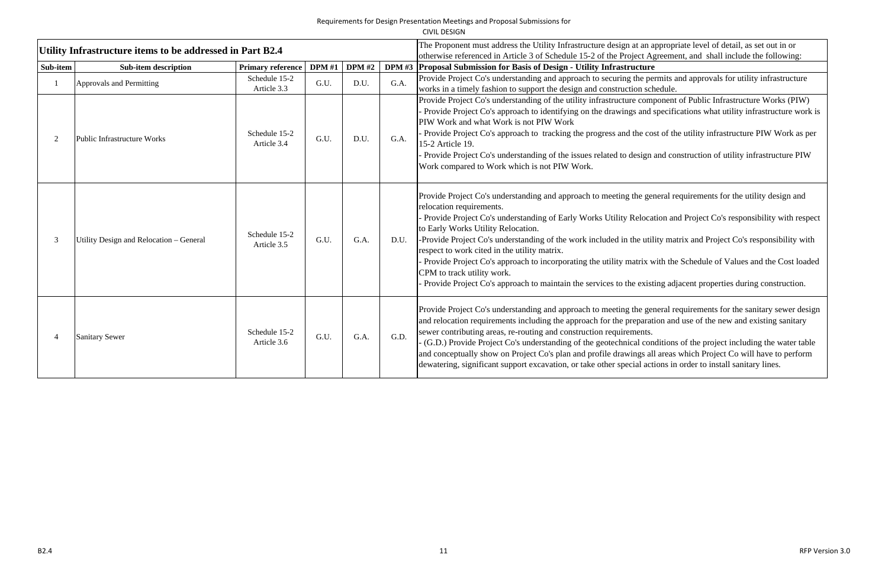Requirements for Design Presentation Meetings and Proposal Submissions for

CIVIL DESIGN

| Utility Infrastructure items to be addressed in Part B2.4 | | | | | | The Proponent must address the Utility Infrastructure design at an appropriate level of detail, as set out in or otherwise referenced in Article 3 of Schedule 15-2 of the Project Agreement, and shall include the following: |
|---|---|---|---|---|---|---|
| **Sub-item** | **Sub-item description** | **Primary reference** | **DPM #1** | **DPM #2** | **DPM #3** | **Proposal Submission for Basis of Design - Utility Infrastructure** |
| 1 | Approvals and Permitting | Schedule 15-2 Article 3.3 | G.U. | D.U. | G.A. | Provide Project Co's understanding and approach to securing the permits and approvals for utility infrastructure works in a timely fashion to support the design and construction schedule. |
| 2 | Public Infrastructure Works | Schedule 15-2 Article 3.4 | G.U. | D.U. | G.A. | Provide Project Co's understanding of the utility infrastructure component of Public Infrastructure Works (PIW)<br>- Provide Project Co's approach to identifying on the drawings and specifications what utility infrastructure work is PIW Work and what Work is not PIW Work<br>- Provide Project Co's approach to tracking the progress and the cost of the utility infrastructure PIW Work as per 15-2 Article 19.<br>- Provide Project Co's understanding of the issues related to design and construction of utility infrastructure PIW Work compared to Work which is not PIW Work. |
| 3 | Utility Design and Relocation – General | Schedule 15-2 Article 3.5 | G.U. | G.A. | D.U. | Provide Project Co's understanding and approach to meeting the general requirements for the utility design and relocation requirements.<br>- Provide Project Co's understanding of Early Works Utility Relocation and Project Co's responsibility with respect to Early Works Utility Relocation.<br>-Provide Project Co's understanding of the work included in the utility matrix and Project Co's responsibility with respect to work cited in the utility matrix.<br>- Provide Project Co's approach to incorporating the utility matrix with the Schedule of Values and the Cost loaded CPM to track utility work.<br>- Provide Project Co's approach to maintain the services to the existing adjacent properties during construction. |
| 4 | Sanitary Sewer | Schedule 15-2 Article 3.6 | G.U. | G.A. | G.D. | Provide Project Co's understanding and approach to meeting the general requirements for the sanitary sewer design and relocation requirements including the approach for the preparation and use of the new and existing sanitary sewer contributing areas, re-routing and construction requirements.<br>- (G.D.) Provide Project Co's understanding of the geotechnical conditions of the project including the water table and conceptually show on Project Co's plan and profile drawings all areas which Project Co will have to perform dewatering, significant support excavation, or take other special actions in order to install sanitary lines. |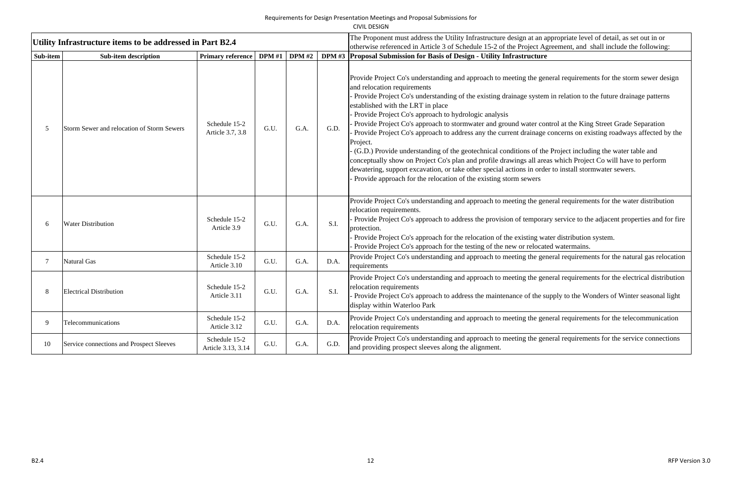Requirements for Design Presentation Meetings and Proposal Submissions for

CIVIL DESIGN

| Utility Infrastructure items to be addressed in Part B2.4 | | | | | | The Proponent must address the Utility Infrastructure design at an appropriate level of detail, as set out in or otherwise referenced in Article 3 of Schedule 15-2 of the Project Agreement, and shall include the following: |
|---|---|---|---|---|---|---|
| **Sub-item** | **Sub-item description** | **Primary reference** | **DPM #1** | **DPM #2** | **DPM #3** | **Proposal Submission for Basis of Design - Utility Infrastructure** |
| 5 | Storm Sewer and relocation of Storm Sewers | Schedule 15-2 Article 3.7, 3.8 | G.U. | G.A. | G.D. | Provide Project Co's understanding and approach to meeting the general requirements for the storm sewer design and relocation requirements<br>- Provide Project Co's understanding of the existing drainage system in relation to the future drainage patterns established with the LRT in place<br>- Provide Project Co's approach to hydrologic analysis<br>- Provide Project Co's approach to stormwater and ground water control at the King Street Grade Separation<br>- Provide Project Co's approach to address any the current drainage concerns on existing roadways affected by the Project.<br>- (G.D.) Provide understanding of the geotechnical conditions of the Project including the water table and conceptually show on Project Co's plan and profile drawings all areas which Project Co will have to perform dewatering, support excavation, or take other special actions in order to install stormwater sewers.<br>- Provide approach for the relocation of the existing storm sewers |
| 6 | Water Distribution | Schedule 15-2 Article 3.9 | G.U. | G.A. | S.I. | Provide Project Co's understanding and approach to meeting the general requirements for the water distribution relocation requirements.<br>- Provide Project Co's approach to address the provision of temporary service to the adjacent properties and for fire protection.<br>- Provide Project Co's approach for the relocation of the existing water distribution system.<br>- Provide Project Co's approach for the testing of the new or relocated watermains. |
| 7 | Natural Gas | Schedule 15-2 Article 3.10 | G.U. | G.A. | D.A. | Provide Project Co's understanding and approach to meeting the general requirements for the natural gas relocation requirements |
| 8 | Electrical Distribution | Schedule 15-2 Article 3.11 | G.U. | G.A. | S.I. | Provide Project Co's understanding and approach to meeting the general requirements for the electrical distribution relocation requirements<br>- Provide Project Co's approach to address the maintenance of the supply to the Wonders of Winter seasonal light display within Waterloo Park |
| 9 | Telecommunications | Schedule 15-2 Article 3.12 | G.U. | G.A. | D.A. | Provide Project Co's understanding and approach to meeting the general requirements for the telecommunication relocation requirements |
| 10 | Service connections and Prospect Sleeves | Schedule 15-2 Article 3.13, 3.14 | G.U. | G.A. | G.D. | Provide Project Co's understanding and approach to meeting the general requirements for the service connections and providing prospect sleeves along the alignment. |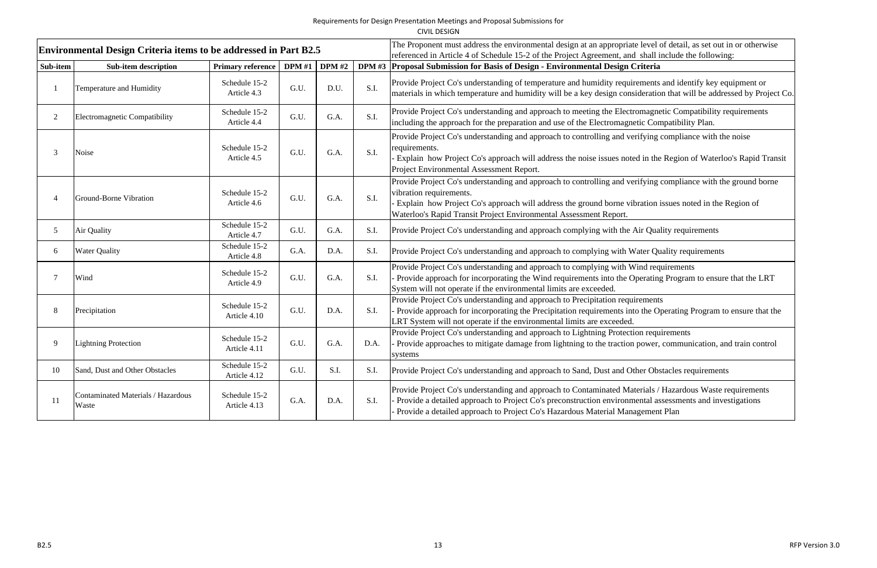Requirements for Design Presentation Meetings and Proposal Submissions for

CIVIL DESIGN

| Environmental Design Criteria items to be addressed in Part B2.5 | | | | | | The Proponent must address the environmental design at an appropriate level of detail, as set out in or otherwise referenced in Article 4 of Schedule 15-2 of the Project Agreement, and shall include the following: |
|---|---|---|---|---|---|---|
| **Sub-item** | **Sub-item description** | **Primary reference** | **DPM #1** | **DPM #2** | **DPM #3** | **Proposal Submission for Basis of Design - Environmental Design Criteria** |
| 1 | Temperature and Humidity | Schedule 15-2 Article 4.3 | G.U. | D.U. | S.I. | Provide Project Co's understanding of temperature and humidity requirements and identify key equipment or materials in which temperature and humidity will be a key design consideration that will be addressed by Project Co. |
| 2 | Electromagnetic Compatibility | Schedule 15-2 Article 4.4 | G.U. | G.A. | S.I. | Provide Project Co's understanding and approach to meeting the Electromagnetic Compatibility requirements including the approach for the preparation and use of the Electromagnetic Compatibility Plan. |
| 3 | Noise | Schedule 15-2 Article 4.5 | G.U. | G.A. | S.I. | Provide Project Co's understanding and approach to controlling and verifying compliance with the noise requirements.<br>- Explain how Project Co's approach will address the noise issues noted in the Region of Waterloo's Rapid Transit Project Environmental Assessment Report. |
| 4 | Ground-Borne Vibration | Schedule 15-2 Article 4.6 | G.U. | G.A. | S.I. | Provide Project Co's understanding and approach to controlling and verifying compliance with the ground borne vibration requirements.<br>- Explain how Project Co's approach will address the ground borne vibration issues noted in the Region of Waterloo's Rapid Transit Project Environmental Assessment Report. |
| 5 | Air Quality | Schedule 15-2 Article 4.7 | G.U. | G.A. | S.I. | Provide Project Co's understanding and approach complying with the Air Quality requirements |
| 6 | Water Quality | Schedule 15-2 Article 4.8 | G.A. | D.A. | S.I. | Provide Project Co's understanding and approach to complying with Water Quality requirements |
| 7 | Wind | Schedule 15-2 Article 4.9 | G.U. | G.A. | S.I. | Provide Project Co's understanding and approach to complying with Wind requirements<br>- Provide approach for incorporating the Wind requirements into the Operating Program to ensure that the LRT System will not operate if the environmental limits are exceeded. |
| 8 | Precipitation | Schedule 15-2 Article 4.10 | G.U. | D.A. | S.I. | Provide Project Co's understanding and approach to Precipitation requirements<br>- Provide approach for incorporating the Precipitation requirements into the Operating Program to ensure that the LRT System will not operate if the environmental limits are exceeded. |
| 9 | Lightning Protection | Schedule 15-2 Article 4.11 | G.U. | G.A. | D.A. | Provide Project Co's understanding and approach to Lightning Protection requirements<br>- Provide approaches to mitigate damage from lightning to the traction power, communication, and train control systems |
| 10 | Sand, Dust and Other Obstacles | Schedule 15-2 Article 4.12 | G.U. | S.I. | S.I. | Provide Project Co's understanding and approach to Sand, Dust and Other Obstacles requirements |
| 11 | Contaminated Materials / Hazardous Waste | Schedule 15-2 Article 4.13 | G.A. | D.A. | S.I. | Provide Project Co's understanding and approach to Contaminated Materials / Hazardous Waste requirements<br>- Provide a detailed approach to Project Co's preconstruction environmental assessments and investigations<br>- Provide a detailed approach to Project Co's Hazardous Material Management Plan |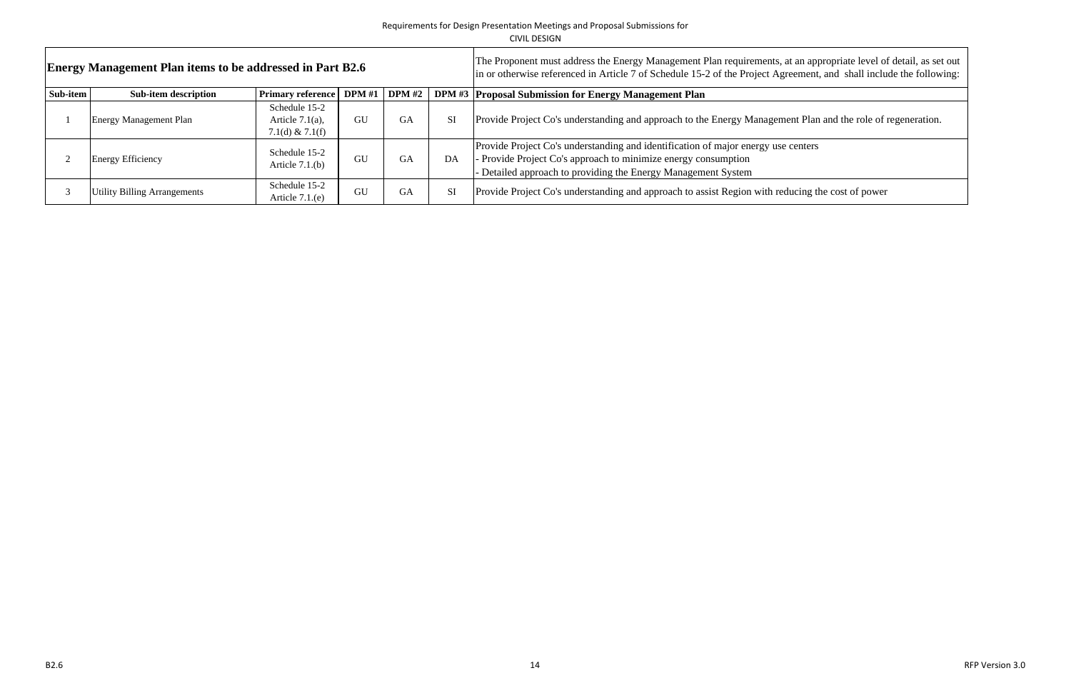Requirements for Design Presentation Meetings and Proposal Submissions for
CIVIL DESIGN

| **Energy Management Plan items to be addressed in Part B2.6** | | | | | | The Proponent must address the Energy Management Plan requirements, at an appropriate level of detail, as set out in or otherwise referenced in Article 7 of Schedule 15-2 of the Project Agreement, and shall include the following: |
|---|---|---|---|---|---|---|
| **Sub-item** | **Sub-item description** | **Primary reference** | **DPM #1** | **DPM #2** | **DPM #3** | **Proposal Submission for Energy Management Plan** |
| 1 | Energy Management Plan | Schedule 15-2 Article 7.1(a), 7.1(d) & 7.1(f) | GU | GA | SI | Provide Project Co's understanding and approach to the Energy Management Plan and the role of regeneration. |
| 2 | Energy Efficiency | Schedule 15-2 Article 7.1.(b) | GU | GA | DA | Provide Project Co's understanding and identification of major energy use centers<br>- Provide Project Co's approach to minimize energy consumption<br>- Detailed approach to providing the Energy Management System |
| 3 | Utility Billing Arrangements | Schedule 15-2 Article 7.1.(e) | GU | GA | SI | Provide Project Co's understanding and approach to assist Region with reducing the cost of power |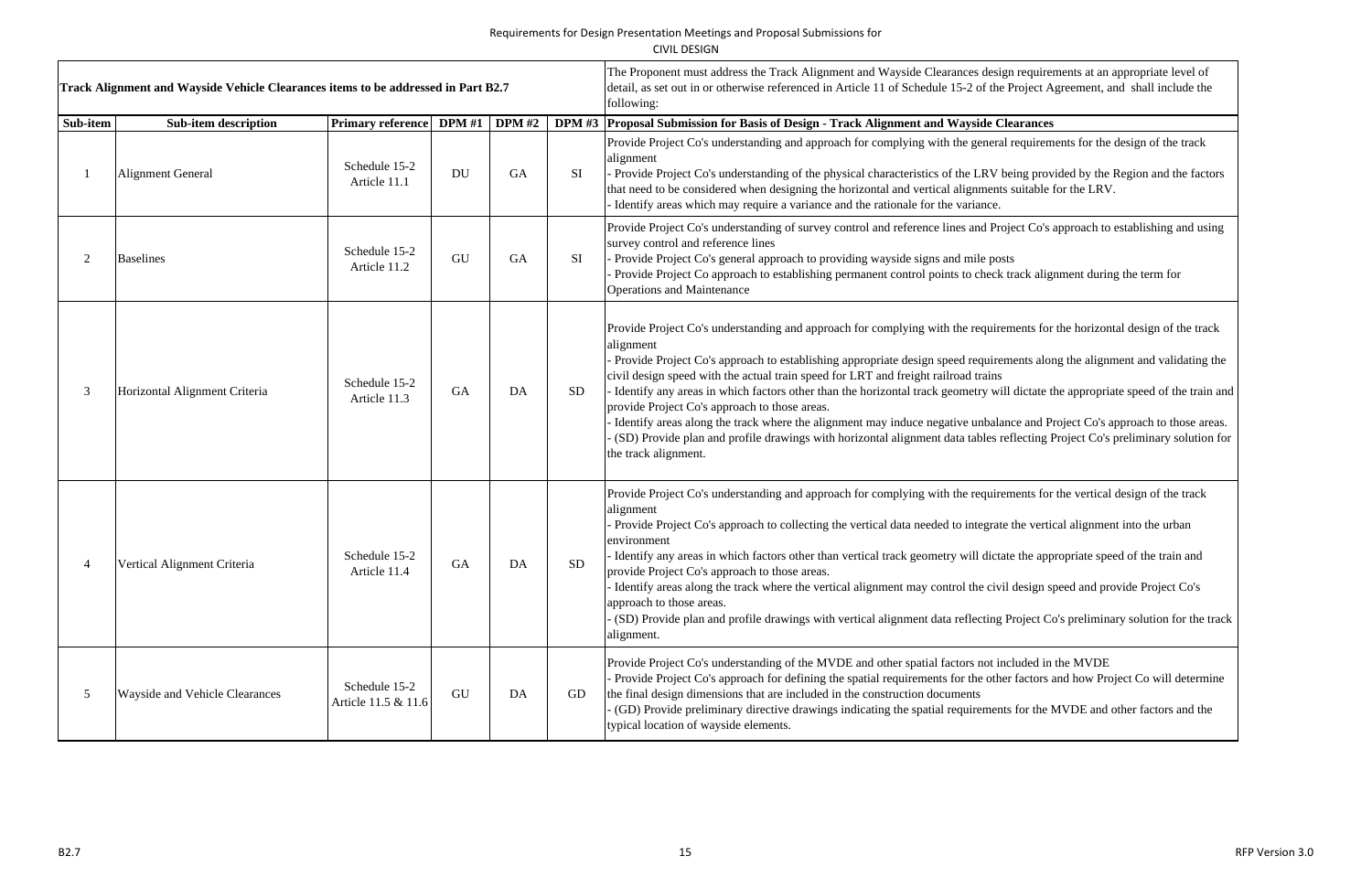Requirements for Design Presentation Meetings and Proposal Submissions for

CIVIL DESIGN

| Track Alignment and Wayside Vehicle Clearances items to be addressed in Part B2.7 | | | | | | The Proponent must address the Track Alignment and Wayside Clearances design requirements at an appropriate level of detail, as set out in or otherwise referenced in Article 11 of Schedule 15-2 of the Project Agreement, and shall include the following: |
|---|---|---|---|---|---|---|
| **Sub-item** | **Sub-item description** | **Primary reference** | **DPM #1** | **DPM #2** | **DPM #3** | **Proposal Submission for Basis of Design - Track Alignment and Wayside Clearances** |
| 1 | Alignment General | Schedule 15-2 Article 11.1 | DU | GA | SI | Provide Project Co's understanding and approach for complying with the general requirements for the design of the track alignment<br>- Provide Project Co's understanding of the physical characteristics of the LRV being provided by the Region and the factors that need to be considered when designing the horizontal and vertical alignments suitable for the LRV.<br>- Identify areas which may require a variance and the rationale for the variance. |
| 2 | Baselines | Schedule 15-2 Article 11.2 | GU | GA | SI | Provide Project Co's understanding of survey control and reference lines and Project Co's approach to establishing and using survey control and reference lines<br>- Provide Project Co's general approach to providing wayside signs and mile posts<br>- Provide Project Co approach to establishing permanent control points to check track alignment during the term for Operations and Maintenance |
| 3 | Horizontal Alignment Criteria | Schedule 15-2 Article 11.3 | GA | DA | SD | Provide Project Co's understanding and approach for complying with the requirements for the horizontal design of the track alignment<br>- Provide Project Co's approach to establishing appropriate design speed requirements along the alignment and validating the civil design speed with the actual train speed for LRT and freight railroad trains<br>- Identify any areas in which factors other than the horizontal track geometry will dictate the appropriate speed of the train and provide Project Co's approach to those areas.<br>- Identify areas along the track where the alignment may induce negative unbalance and Project Co's approach to those areas.<br>- (SD) Provide plan and profile drawings with horizontal alignment data tables reflecting Project Co's preliminary solution for the track alignment. |
| 4 | Vertical Alignment Criteria | Schedule 15-2 Article 11.4 | GA | DA | SD | Provide Project Co's understanding and approach for complying with the requirements for the vertical design of the track alignment<br>- Provide Project Co's approach to collecting the vertical data needed to integrate the vertical alignment into the urban environment<br>- Identify any areas in which factors other than vertical track geometry will dictate the appropriate speed of the train and provide Project Co's approach to those areas.<br>- Identify areas along the track where the vertical alignment may control the civil design speed and provide Project Co's approach to those areas.<br>- (SD) Provide plan and profile drawings with vertical alignment data reflecting Project Co's preliminary solution for the track alignment. |
| 5 | Wayside and Vehicle Clearances | Schedule 15-2 Article 11.5 & 11.6 | GU | DA | GD | Provide Project Co's understanding of the MVDE and other spatial factors not included in the MVDE<br>- Provide Project Co's approach for defining the spatial requirements for the other factors and how Project Co will determine the final design dimensions that are included in the construction documents<br>- (GD) Provide preliminary directive drawings indicating the spatial requirements for the MVDE and other factors and the typical location of wayside elements. |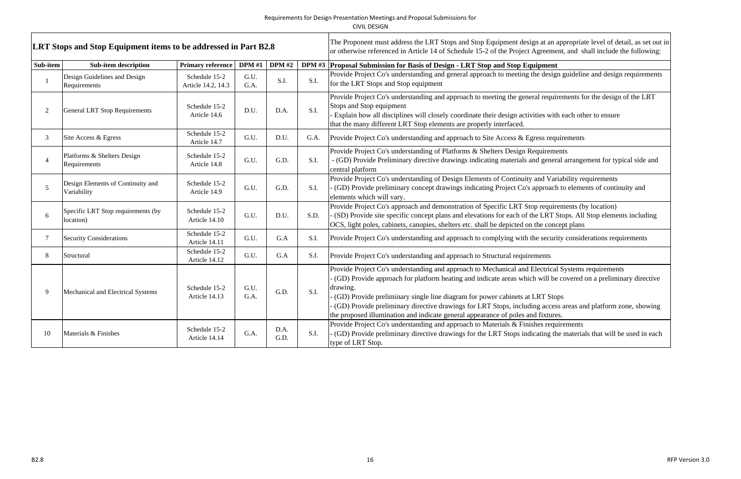Requirements for Design Presentation Meetings and Proposal Submissions for

CIVIL DESIGN

| **LRT Stops and Stop Equipment items to be addressed in Part B2.8** | | | | | | The Proponent must address the LRT Stops and Stop Equipment design at an appropriate level of detail, as set out in or otherwise referenced in Article 14 of Schedule 15-2 of the Project Agreement, and shall include the following: |
|---|---|---|---|---|---|---|
| **Sub-item** | **Sub-item description** | **Primary reference** | **DPM #1** | **DPM #2** | **DPM #3** | **Proposal Submission for Basis of Design - LRT Stop and Stop Equipment** |
| 1 | Design Guidelines and Design Requirements | Schedule 15-2 Article 14.2, 14.3 | G.U. G.A. | S.I. | S.I. | Provide Project Co's understanding and general approach to meeting the design guideline and design requirements for the LRT Stops and Stop equipment |
| 2 | General LRT Stop Requirements | Schedule 15-2 Article 14.6 | D.U. | D.A. | S.I. | Provide Project Co's understanding and approach to meeting the general requirements for the design of the LRT Stops and Stop equipment<br>- Explain how all disciplines will closely coordinate their design activities with each other to ensure that the many different LRT Stop elements are properly interfaced. |
| 3 | Site Access & Egress | Schedule 15-2 Article 14.7 | G.U. | D.U. | G.A. | Provide Project Co's understanding and approach to Site Access & Egress requirements |
| 4 | Platforms & Shelters Design Requirements | Schedule 15-2 Article 14.8 | G.U. | G.D. | S.I. | Provide Project Co's understanding of Platforms & Shelters Design Requirements<br>- (GD) Provide Preliminary directive drawings indicating materials and general arrangement for typical side and central platform |
| 5 | Design Elements of Continuity and Variability | Schedule 15-2 Article 14.9 | G.U. | G.D. | S.I. | Provide Project Co's understanding of Design Elements of Continuity and Variability requirements<br>- (GD) Provide preliminary concept drawings indicating Project Co's approach to elements of continuity and elements which will vary. |
| 6 | Specific LRT Stop requirements (by location) | Schedule 15-2 Article 14.10 | G.U. | D.U. | S.D. | Provide Project Co's approach and demonstration of Specific LRT Stop requirements (by location)<br>- (SD) Provide site specific concept plans and elevations for each of the LRT Stops. All Stop elements including OCS, light poles, cabinets, canopies, shelters etc. shall be depicted on the concept plans |
| 7 | Security Considerations | Schedule 15-2 Article 14.11 | G.U. | G.A | S.I. | Provide Project Co's understanding and approach to complying with the security considerations requirements |
| 8 | Structural | Schedule 15-2 Article 14.12 | G.U. | G.A | S.I. | Provide Project Co's understanding and approach to Structural requirements |
| 9 | Mechanical and Electrical Systems | Schedule 15-2 Article 14.13 | G.U. G.A. | G.D. | S.I. | Provide Project Co's understanding and approach to Mechanical and Electrical Systems requirements<br>- (GD) Provide approach for platform heating and indicate areas which will be covered on a preliminary directive drawing.<br>- (GD) Provide preliminary single line diagram for power cabinets at LRT Stops<br>- (GD) Provide preliminary directive drawings for LRT Stops, including access areas and platform zone, showing the proposed illumination and indicate general appearance of poles and fixtures. |
| 10 | Materials & Finishes | Schedule 15-2 Article 14.14 | G.A. | D.A. G.D. | S.I. | Provide Project Co's understanding and approach to Materials & Finishes requirements<br>- (GD) Provide preliminary directive drawings for the LRT Stops indicating the materials that will be used in each type of LRT Stop. |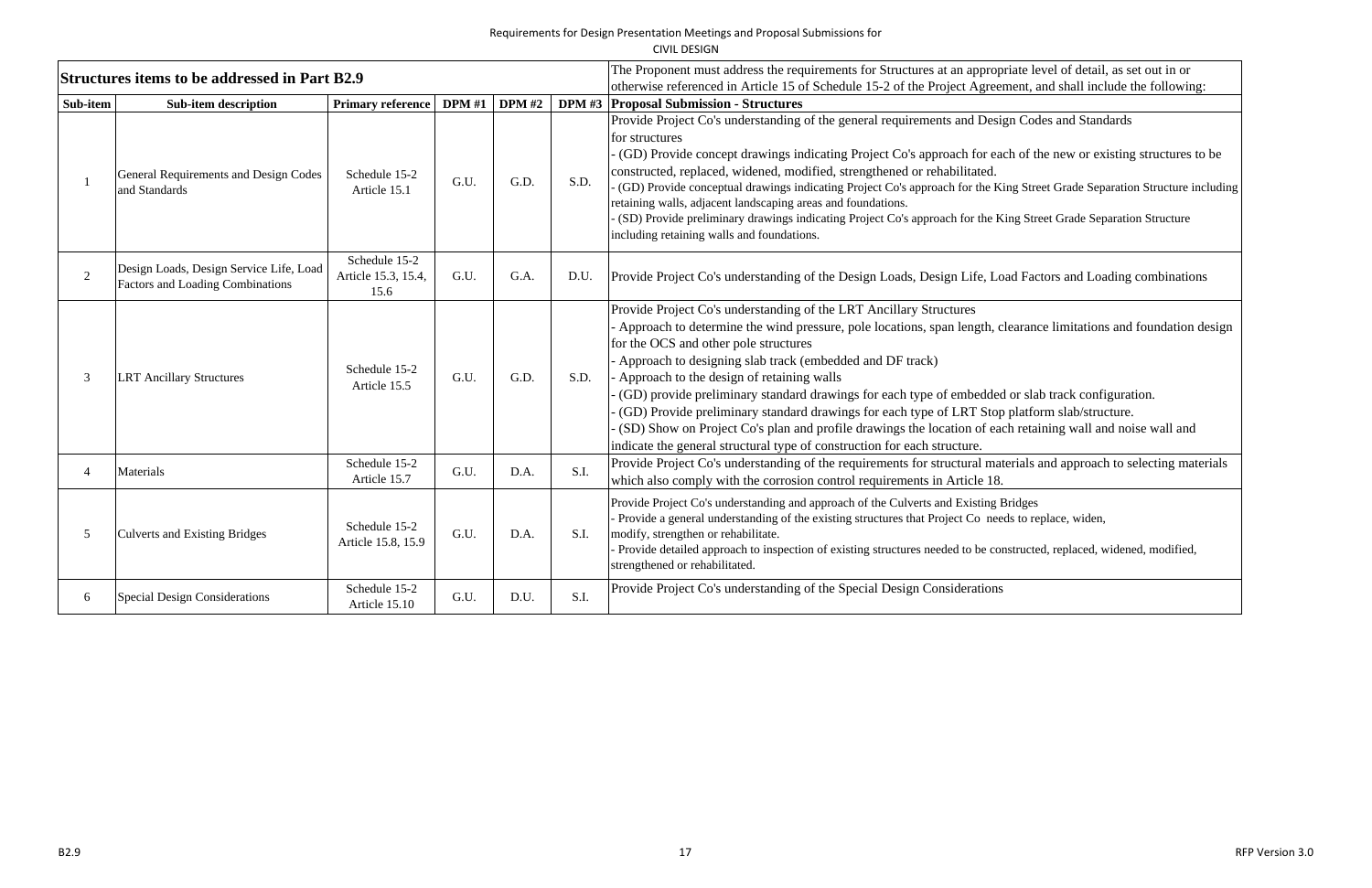Requirements for Design Presentation Meetings and Proposal Submissions for

CIVIL DESIGN

| Structures items to be addressed in Part B2.9 | | | | | | The Proponent must address the requirements for Structures at an appropriate level of detail, as set out in or otherwise referenced in Article 15 of Schedule 15-2 of the Project Agreement, and shall include the following: |
|---|---|---|---|---|---|---|
| **Sub-item** | **Sub-item description** | **Primary reference** | **DPM #1** | **DPM #2** | **DPM #3** | **Proposal Submission - Structures** |
| 1 | General Requirements and Design Codes and Standards | Schedule 15-2 Article 15.1 | G.U. | G.D. | S.D. | Provide Project Co's understanding of the general requirements and Design Codes and Standards for structures<br>- (GD) Provide concept drawings indicating Project Co's approach for each of the new or existing structures to be constructed, replaced, widened, modified, strengthened or rehabilitated.<br>- (GD) Provide conceptual drawings indicating Project Co's approach for the King Street Grade Separation Structure including retaining walls, adjacent landscaping areas and foundations.<br>- (SD) Provide preliminary drawings indicating Project Co's approach for the King Street Grade Separation Structure including retaining walls and foundations. |
| 2 | Design Loads, Design Service Life, Load Factors and Loading Combinations | Schedule 15-2 Article 15.3, 15.4, 15.6 | G.U. | G.A. | D.U. | Provide Project Co's understanding of the Design Loads, Design Life, Load Factors and Loading combinations |
| 3 | LRT Ancillary Structures | Schedule 15-2 Article 15.5 | G.U. | G.D. | S.D. | Provide Project Co's understanding of the LRT Ancillary Structures<br>- Approach to determine the wind pressure, pole locations, span length, clearance limitations and foundation design for the OCS and other pole structures<br>- Approach to designing slab track (embedded and DF track)<br>- Approach to the design of retaining walls<br>- (GD) provide preliminary standard drawings for each type of embedded or slab track configuration.<br>- (GD) Provide preliminary standard drawings for each type of LRT Stop platform slab/structure.<br>- (SD) Show on Project Co's plan and profile drawings the location of each retaining wall and noise wall and indicate the general structural type of construction for each structure. |
| 4 | Materials | Schedule 15-2 Article 15.7 | G.U. | D.A. | S.I. | Provide Project Co's understanding of the requirements for structural materials and approach to selecting materials which also comply with the corrosion control requirements in Article 18. |
| 5 | Culverts and Existing Bridges | Schedule 15-2 Article 15.8, 15.9 | G.U. | D.A. | S.I. | Provide Project Co's understanding and approach of the Culverts and Existing Bridges<br>- Provide a general understanding of the existing structures that Project Co needs to replace, widen, modify, strengthen or rehabilitate.<br>- Provide detailed approach to inspection of existing structures needed to be constructed, replaced, widened, modified, strengthened or rehabilitated. |
| 6 | Special Design Considerations | Schedule 15-2 Article 15.10 | G.U. | D.U. | S.I. | Provide Project Co's understanding of the Special Design Considerations |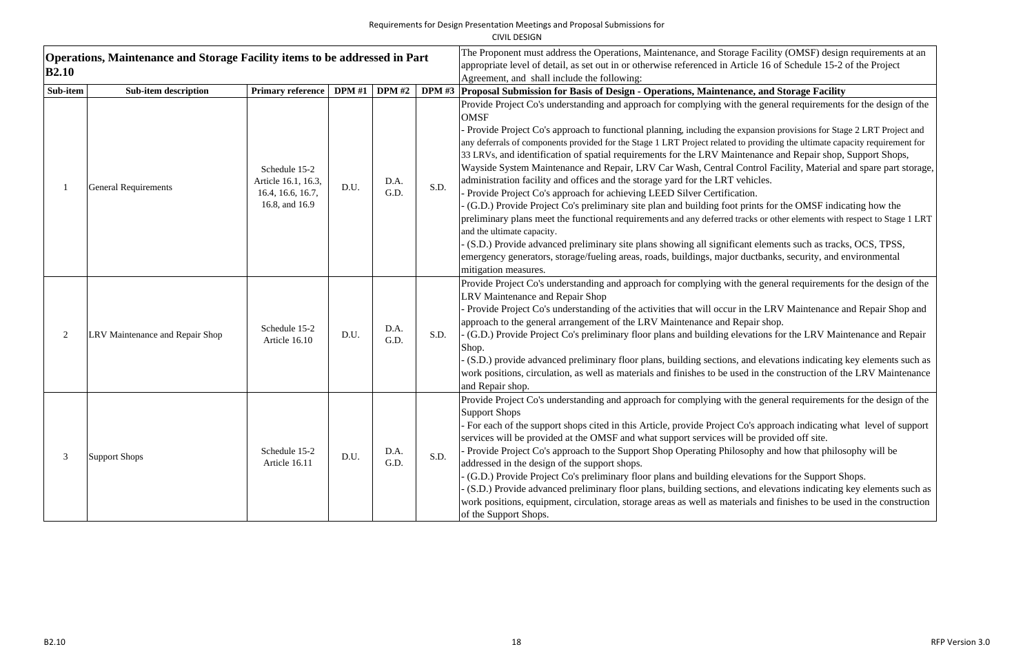Requirements for Design Presentation Meetings and Proposal Submissions for

CIVIL DESIGN

| **Operations, Maintenance and Storage Facility items to be addressed in Part B2.10** | | | | | | The Proponent must address the Operations, Maintenance, and Storage Facility (OMSF) design requirements at an appropriate level of detail, as set out in or otherwise referenced in Article 16 of Schedule 15-2 of the Project Agreement, and shall include the following: |
|---|---|---|---|---|---|---|
| **Sub-item** | **Sub-item description** | **Primary reference** | **DPM #1** | **DPM #2** | **DPM #3** | **Proposal Submission for Basis of Design - Operations, Maintenance, and Storage Facility** |
| 1 | General Requirements | Schedule 15-2 Article 16.1, 16.3, 16.4, 16.6, 16.7, 16.8, and 16.9 | D.U. | D.A. G.D. | S.D. | Provide Project Co's understanding and approach for complying with the general requirements for the design of the OMSF<br>- Provide Project Co's approach to functional planning, including the expansion provisions for Stage 2 LRT Project and any deferrals of components provided for the Stage 1 LRT Project related to providing the ultimate capacity requirement for 33 LRVs, and identification of spatial requirements for the LRV Maintenance and Repair shop, Support Shops, Wayside System Maintenance and Repair, LRV Car Wash, Central Control Facility, Material and spare part storage, administration facility and offices and the storage yard for the LRT vehicles.<br>- Provide Project Co's approach for achieving LEED Silver Certification.<br>- (G.D.) Provide Project Co's preliminary site plan and building foot prints for the OMSF indicating how the preliminary plans meet the functional requirements and any deferred tracks or other elements with respect to Stage 1 LRT and the ultimate capacity.<br>- (S.D.) Provide advanced preliminary site plans showing all significant elements such as tracks, OCS, TPSS, emergency generators, storage/fueling areas, roads, buildings, major ductbanks, security, and environmental mitigation measures. |
| 2 | LRV Maintenance and Repair Shop | Schedule 15-2 Article 16.10 | D.U. | D.A. G.D. | S.D. | Provide Project Co's understanding and approach for complying with the general requirements for the design of the LRV Maintenance and Repair Shop<br>- Provide Project Co's understanding of the activities that will occur in the LRV Maintenance and Repair Shop and approach to the general arrangement of the LRV Maintenance and Repair shop.<br>- (G.D.) Provide Project Co's preliminary floor plans and building elevations for the LRV Maintenance and Repair Shop.<br>- (S.D.) provide advanced preliminary floor plans, building sections, and elevations indicating key elements such as work positions, circulation, as well as materials and finishes to be used in the construction of the LRV Maintenance and Repair shop. |
| 3 | Support Shops | Schedule 15-2 Article 16.11 | D.U. | D.A. G.D. | S.D. | Provide Project Co's understanding and approach for complying with the general requirements for the design of the Support Shops<br>- For each of the support shops cited in this Article, provide Project Co's approach indicating what level of support services will be provided at the OMSF and what support services will be provided off site.<br>- Provide Project Co's approach to the Support Shop Operating Philosophy and how that philosophy will be addressed in the design of the support shops.<br>- (G.D.) Provide Project Co's preliminary floor plans and building elevations for the Support Shops.<br>- (S.D.) Provide advanced preliminary floor plans, building sections, and elevations indicating key elements such as work positions, equipment, circulation, storage areas as well as materials and finishes to be used in the construction of the Support Shops. |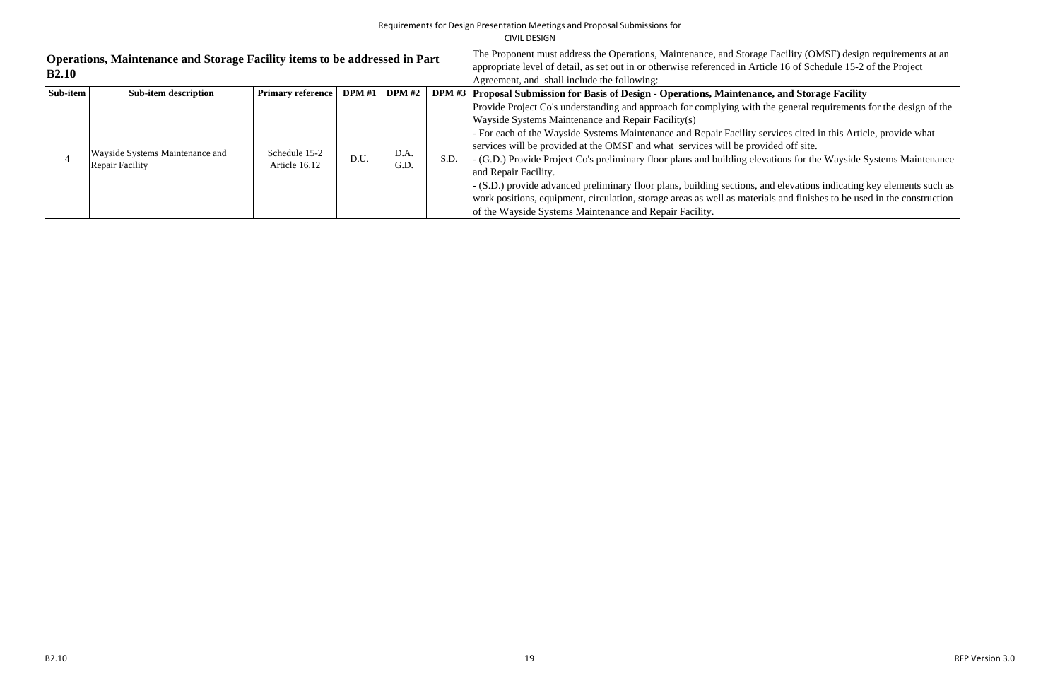Requirements for Design Presentation Meetings and Proposal Submissions for
CIVIL DESIGN

| **Operations, Maintenance and Storage Facility items to be addressed in Part B2.10** | | | | | | The Proponent must address the Operations, Maintenance, and Storage Facility (OMSF) design requirements at an appropriate level of detail, as set out in or otherwise referenced in Article 16 of Schedule 15-2 of the Project Agreement, and shall include the following: |
|---|---|---|---|---|---|---|
| **Sub-item** | **Sub-item description** | **Primary reference** | **DPM #1** | **DPM #2** | **DPM #3** | **Proposal Submission for Basis of Design - Operations, Maintenance, and Storage Facility** |
| 4 | Wayside Systems Maintenance and Repair Facility | Schedule 15-2 Article 16.12 | D.U. | D.A. G.D. | S.D. | Provide Project Co's understanding and approach for complying with the general requirements for the design of the Wayside Systems Maintenance and Repair Facility(s)<br>- For each of the Wayside Systems Maintenance and Repair Facility services cited in this Article, provide what services will be provided at the OMSF and what services will be provided off site.<br>- (G.D.) Provide Project Co's preliminary floor plans and building elevations for the Wayside Systems Maintenance and Repair Facility.<br>- (S.D.) provide advanced preliminary floor plans, building sections, and elevations indicating key elements such as work positions, equipment, circulation, storage areas as well as materials and finishes to be used in the construction of the Wayside Systems Maintenance and Repair Facility. |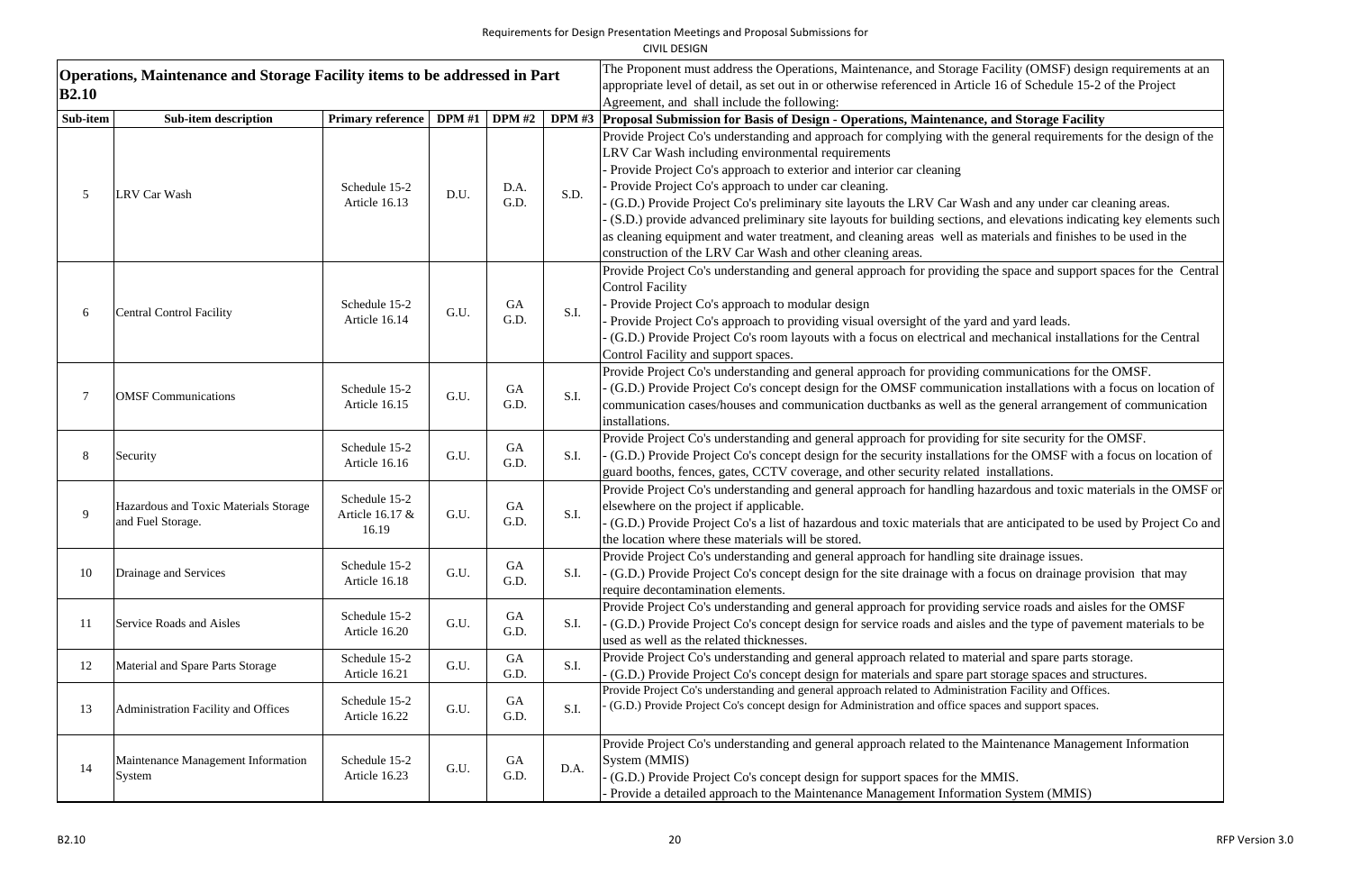Requirements for Design Presentation Meetings and Proposal Submissions for
CIVIL DESIGN

| **Operations, Maintenance and Storage Facility items to be addressed in Part B2.10** | | | | | | The Proponent must address the Operations, Maintenance, and Storage Facility (OMSF) design requirements at an appropriate level of detail, as set out in or otherwise referenced in Article 16 of Schedule 15-2 of the Project Agreement, and shall include the following: |
|---|---|---|---|---|---|---|
| **Sub-item** | **Sub-item description** | **Primary reference** | **DPM #1** | **DPM #2** | **DPM #3** | **Proposal Submission for Basis of Design - Operations, Maintenance, and Storage Facility** |
| 5 | LRV Car Wash | Schedule 15-2 Article 16.13 | D.U. | D.A. G.D. | S.D. | Provide Project Co's understanding and approach for complying with the general requirements for the design of the LRV Car Wash including environmental requirements<br>- Provide Project Co's approach to exterior and interior car cleaning<br>- Provide Project Co's approach to under car cleaning.<br>- (G.D.) Provide Project Co's preliminary site layouts the LRV Car Wash and any under car cleaning areas.<br>- (S.D.) provide advanced preliminary site layouts for building sections, and elevations indicating key elements such as cleaning equipment and water treatment, and cleaning areas well as materials and finishes to be used in the construction of the LRV Car Wash and other cleaning areas. |
| 6 | Central Control Facility | Schedule 15-2 Article 16.14 | G.U. | GA G.D. | S.I. | Provide Project Co's understanding and general approach for providing the space and support spaces for the Central Control Facility<br>- Provide Project Co's approach to modular design<br>- Provide Project Co's approach to providing visual oversight of the yard and yard leads.<br>- (G.D.) Provide Project Co's room layouts with a focus on electrical and mechanical installations for the Central Control Facility and support spaces. |
| 7 | OMSF Communications | Schedule 15-2 Article 16.15 | G.U. | GA G.D. | S.I. | Provide Project Co's understanding and general approach for providing communications for the OMSF.<br>- (G.D.) Provide Project Co's concept design for the OMSF communication installations with a focus on location of communication cases/houses and communication ductbanks as well as the general arrangement of communication installations. |
| 8 | Security | Schedule 15-2 Article 16.16 | G.U. | GA G.D. | S.I. | Provide Project Co's understanding and general approach for providing for site security for the OMSF.<br>- (G.D.) Provide Project Co's concept design for the security installations for the OMSF with a focus on location of guard booths, fences, gates, CCTV coverage, and other security related installations. |
| 9 | Hazardous and Toxic Materials Storage and Fuel Storage. | Schedule 15-2 Article 16.17 & 16.19 | G.U. | GA G.D. | S.I. | Provide Project Co's understanding and general approach for handling hazardous and toxic materials in the OMSF or elsewhere on the project if applicable.<br>- (G.D.) Provide Project Co's a list of hazardous and toxic materials that are anticipated to be used by Project Co and the location where these materials will be stored. |
| 10 | Drainage and Services | Schedule 15-2 Article 16.18 | G.U. | GA G.D. | S.I. | Provide Project Co's understanding and general approach for handling site drainage issues.<br>- (G.D.) Provide Project Co's concept design for the site drainage with a focus on drainage provision that may require decontamination elements. |
| 11 | Service Roads and Aisles | Schedule 15-2 Article 16.20 | G.U. | GA G.D. | S.I. | Provide Project Co's understanding and general approach for providing service roads and aisles for the OMSF<br>- (G.D.) Provide Project Co's concept design for service roads and aisles and the type of pavement materials to be used as well as the related thicknesses. |
| 12 | Material and Spare Parts Storage | Schedule 15-2 Article 16.21 | G.U. | GA G.D. | S.I. | Provide Project Co's understanding and general approach related to material and spare parts storage.<br>- (G.D.) Provide Project Co's concept design for materials and spare part storage spaces and structures. |
| 13 | Administration Facility and Offices | Schedule 15-2 Article 16.22 | G.U. | GA G.D. | S.I. | Provide Project Co's understanding and general approach related to Administration Facility and Offices.<br>- (G.D.) Provide Project Co's concept design for Administration and office spaces and support spaces. |
| 14 | Maintenance Management Information System | Schedule 15-2 Article 16.23 | G.U. | GA G.D. | D.A. | Provide Project Co's understanding and general approach related to the Maintenance Management Information System (MMIS)<br>- (G.D.) Provide Project Co's concept design for support spaces for the MMIS.<br>- Provide a detailed approach to the Maintenance Management Information System (MMIS) |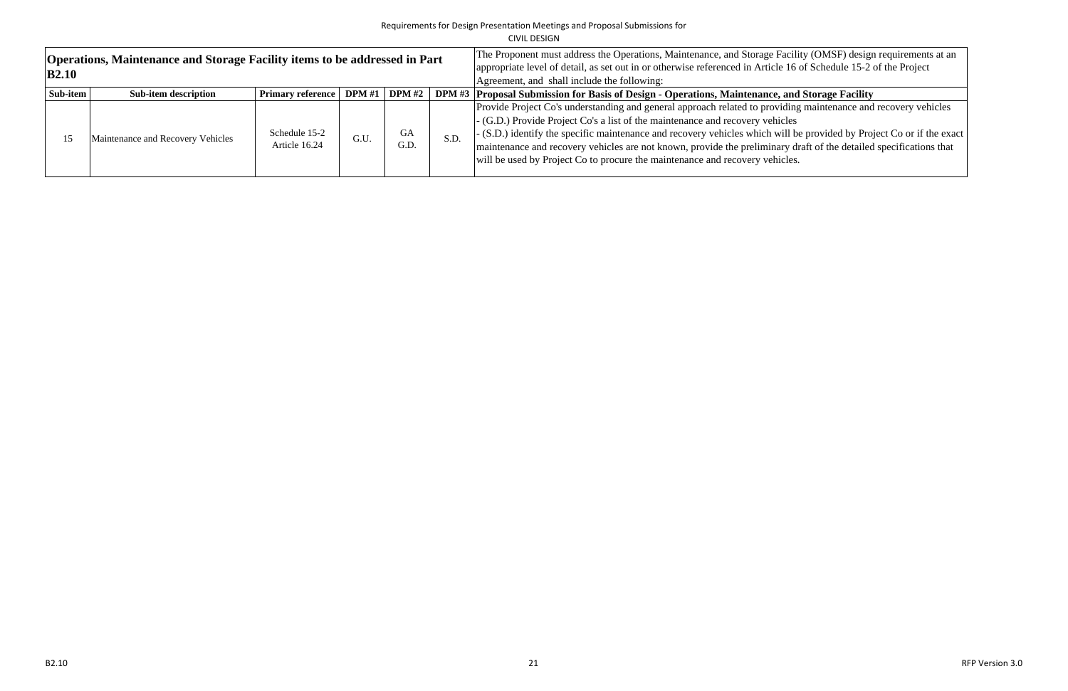| Operations, Maintenance and Storage Facility items to be addressed in Part B2.10 | | | | | | The Proponent must address the Operations, Maintenance, and Storage Facility (OMSF) design requirements at an appropriate level of detail, as set out in or otherwise referenced in Article 16 of Schedule 15-2 of the Project Agreement, and shall include the following: |
|---|---|---|---|---|---|---|
| **Sub-item** | **Sub-item description** | **Primary reference** | **DPM #1** | **DPM #2** | **DPM #3** | **Proposal Submission for Basis of Design - Operations, Maintenance, and Storage Facility** |
| 15 | Maintenance and Recovery Vehicles | Schedule 15-2 Article 16.24 | G.U. | GA G.D. | S.D. | Provide Project Co's understanding and general approach related to providing maintenance and recovery vehicles<br>- (G.D.) Provide Project Co's a list of the maintenance and recovery vehicles<br>- (S.D.) identify the specific maintenance and recovery vehicles which will be provided by Project Co or if the exact maintenance and recovery vehicles are not known, provide the preliminary draft of the detailed specifications that will be used by Project Co to procure the maintenance and recovery vehicles. |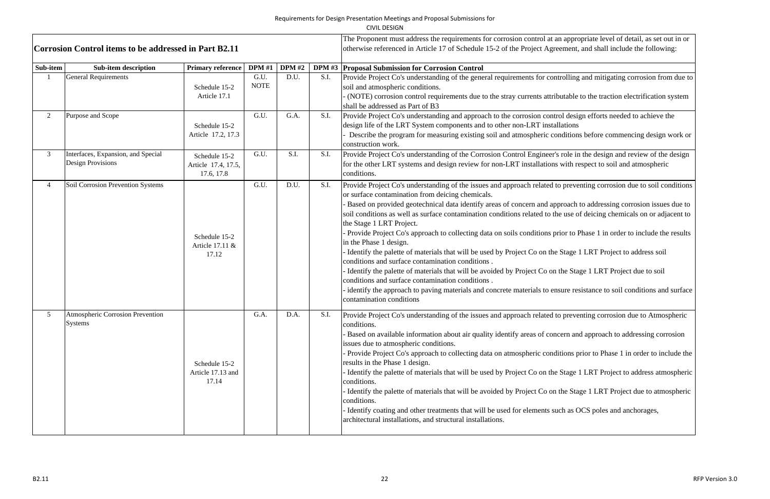Requirements for Design Presentation Meetings and Proposal Submissions for
CIVIL DESIGN

| Corrosion Control items to be addressed in Part B2.11 | | | | | | The Proponent must address the requirements for corrosion control at an appropriate level of detail, as set out in or otherwise referenced in Article 17 of Schedule 15-2 of the Project Agreement, and shall include the following: |
|---|---|---|---|---|---|---|
| **Sub-item** | **Sub-item description** | **Primary reference** | **DPM #1** | **DPM #2** | **DPM #3** | **Proposal Submission for Corrosion Control** |
| 1 | General Requirements | Schedule 15-2 Article 17.1 | G.U. NOTE | D.U. | S.I. | Provide Project Co's understanding of the general requirements for controlling and mitigating corrosion from due to soil and atmospheric conditions.<br>- (NOTE) corrosion control requirements due to the stray currents attributable to the traction electrification system shall be addressed as Part of B3 |
| 2 | Purpose and Scope | Schedule 15-2 Article 17.2, 17.3 | G.U. | G.A. | S.I. | Provide Project Co's understanding and approach to the corrosion control design efforts needed to achieve the design life of the LRT System components and to other non-LRT installations<br>- Describe the program for measuring existing soil and atmospheric conditions before commencing design work or construction work. |
| 3 | Interfaces, Expansion, and Special Design Provisions | Schedule 15-2 Article 17.4, 17.5, 17.6, 17.8 | G.U. | S.I. | S.I. | Provide Project Co's understanding of the Corrosion Control Engineer's role in the design and review of the design for the other LRT systems and design review for non-LRT installations with respect to soil and atmospheric conditions. |
| 4 | Soil Corrosion Prevention Systems | Schedule 15-2 Article 17.11 & 17.12 | G.U. | D.U. | S.I. | Provide Project Co's understanding of the issues and approach related to preventing corrosion due to soil conditions or surface contamination from deicing chemicals.<br>- Based on provided geotechnical data identify areas of concern and approach to addressing corrosion issues due to soil conditions as well as surface contamination conditions related to the use of deicing chemicals on or adjacent to the Stage 1 LRT Project.<br>- Provide Project Co's approach to collecting data on soils conditions prior to Phase 1 in order to include the results in the Phase 1 design.<br>- Identify the palette of materials that will be used by Project Co on the Stage 1 LRT Project to address soil conditions and surface contamination conditions .<br>- Identify the palette of materials that will be avoided by Project Co on the Stage 1 LRT Project due to soil conditions and surface contamination conditions .<br>- identify the approach to paving materials and concrete materials to ensure resistance to soil conditions and surface contamination conditions |
| 5 | Atmospheric Corrosion Prevention Systems | Schedule 15-2 Article 17.13 and 17.14 | G.A. | D.A. | S.I. | Provide Project Co's understanding of the issues and approach related to preventing corrosion due to Atmospheric conditions.<br>- Based on available information about air quality identify areas of concern and approach to addressing corrosion issues due to atmospheric conditions.<br>- Provide Project Co's approach to collecting data on atmospheric conditions prior to Phase 1 in order to include the results in the Phase 1 design.<br>- Identify the palette of materials that will be used by Project Co on the Stage 1 LRT Project to address atmospheric conditions.<br>- Identify the palette of materials that will be avoided by Project Co on the Stage 1 LRT Project due to atmospheric conditions.<br>- Identify coating and other treatments that will be used for elements such as OCS poles and anchorages, architectural installations, and structural installations. |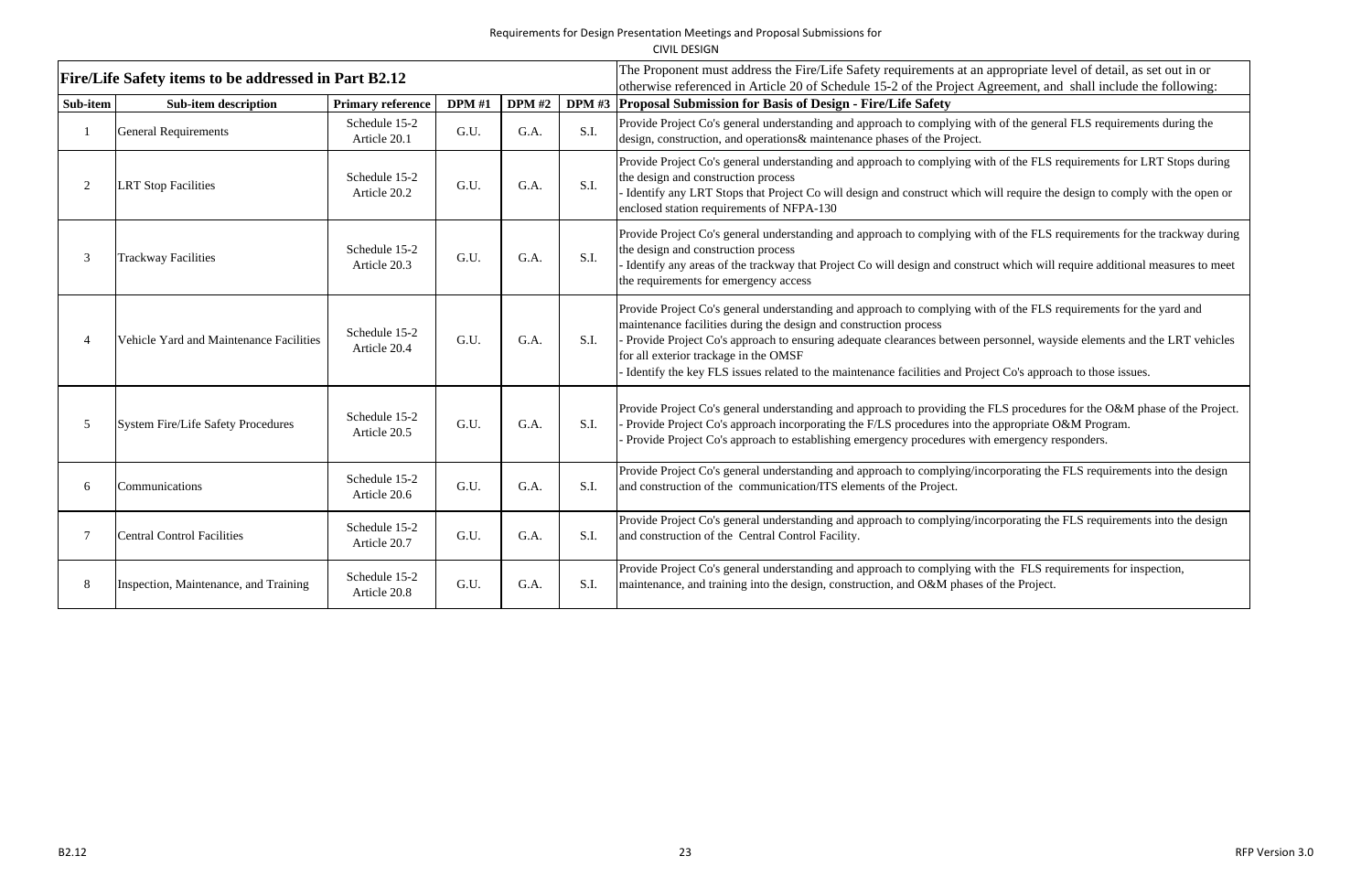Requirements for Design Presentation Meetings and Proposal Submissions for

CIVIL DESIGN

| Fire/Life Safety items to be addressed in Part B2.12 | | | | | | The Proponent must address the Fire/Life Safety requirements at an appropriate level of detail, as set out in or otherwise referenced in Article 20 of Schedule 15-2 of the Project Agreement, and shall include the following: |
|---|---|---|---|---|---|---|
| **Sub-item** | **Sub-item description** | **Primary reference** | **DPM #1** | **DPM #2** | **DPM #3** | **Proposal Submission for Basis of Design - Fire/Life Safety** |
| 1 | General Requirements | Schedule 15-2 Article 20.1 | G.U. | G.A. | S.I. | Provide Project Co's general understanding and approach to complying with of the general FLS requirements during the design, construction, and operations& maintenance phases of the Project. |
| 2 | LRT Stop Facilities | Schedule 15-2 Article 20.2 | G.U. | G.A. | S.I. | Provide Project Co's general understanding and approach to complying with of the FLS requirements for LRT Stops during the design and construction process<br>- Identify any LRT Stops that Project Co will design and construct which will require the design to comply with the open or enclosed station requirements of NFPA-130 |
| 3 | Trackway Facilities | Schedule 15-2 Article 20.3 | G.U. | G.A. | S.I. | Provide Project Co's general understanding and approach to complying with of the FLS requirements for the trackway during the design and construction process<br>- Identify any areas of the trackway that Project Co will design and construct which will require additional measures to meet the requirements for emergency access |
| 4 | Vehicle Yard and Maintenance Facilities | Schedule 15-2 Article 20.4 | G.U. | G.A. | S.I. | Provide Project Co's general understanding and approach to complying with of the FLS requirements for the yard and maintenance facilities during the design and construction process<br>- Provide Project Co's approach to ensuring adequate clearances between personnel, wayside elements and the LRT vehicles for all exterior trackage in the OMSF<br>- Identify the key FLS issues related to the maintenance facilities and Project Co's approach to those issues. |
| 5 | System Fire/Life Safety Procedures | Schedule 15-2 Article 20.5 | G.U. | G.A. | S.I. | Provide Project Co's general understanding and approach to providing the FLS procedures for the O&M phase of the Project.<br>- Provide Project Co's approach incorporating the F/LS procedures into the appropriate O&M Program.<br>- Provide Project Co's approach to establishing emergency procedures with emergency responders. |
| 6 | Communications | Schedule 15-2 Article 20.6 | G.U. | G.A. | S.I. | Provide Project Co's general understanding and approach to complying/incorporating the FLS requirements into the design and construction of the communication/ITS elements of the Project. |
| 7 | Central Control Facilities | Schedule 15-2 Article 20.7 | G.U. | G.A. | S.I. | Provide Project Co's general understanding and approach to complying/incorporating the FLS requirements into the design and construction of the Central Control Facility. |
| 8 | Inspection, Maintenance, and Training | Schedule 15-2 Article 20.8 | G.U. | G.A. | S.I. | Provide Project Co's general understanding and approach to complying with the FLS requirements for inspection, maintenance, and training into the design, construction, and O&M phases of the Project. |